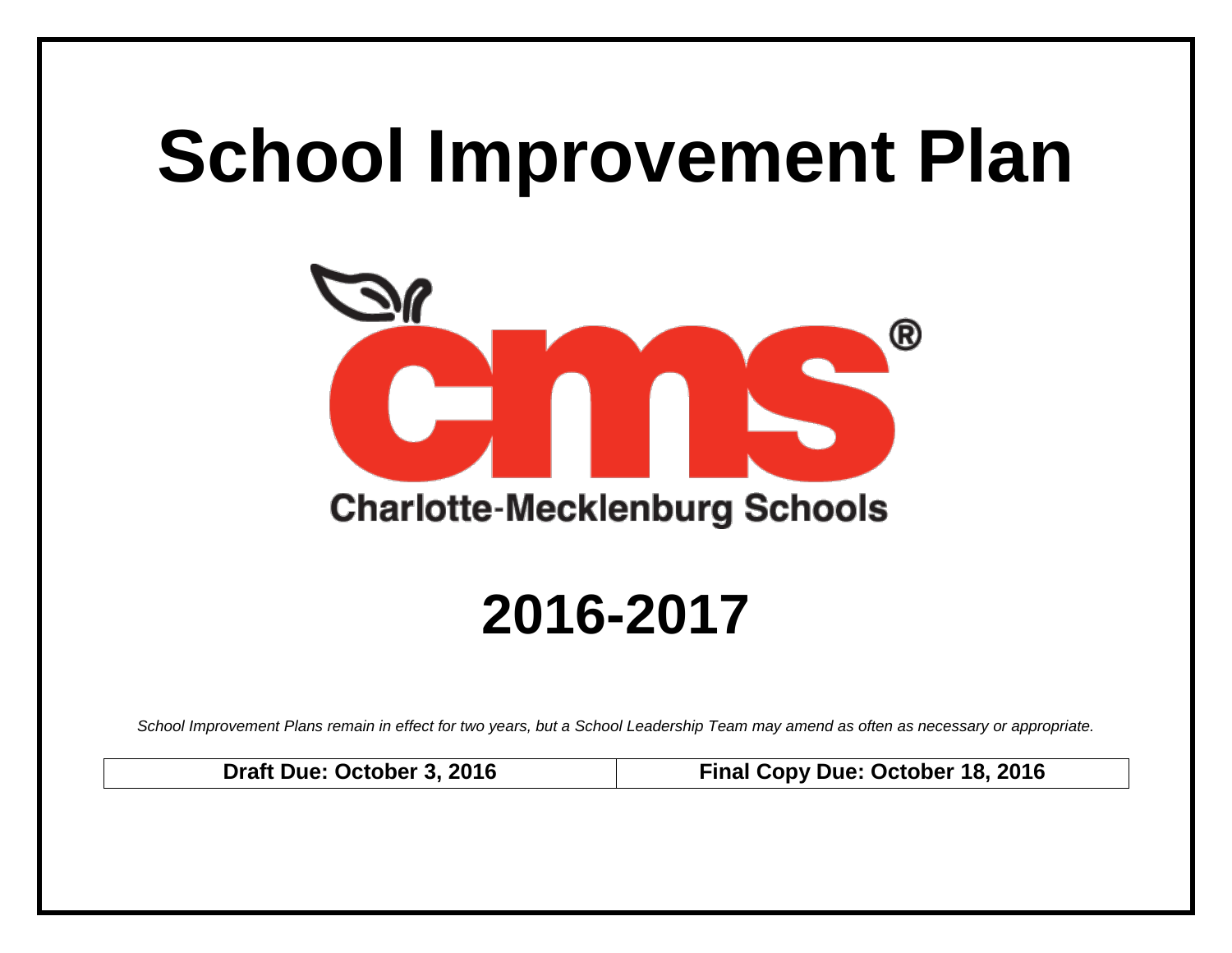# School Improvement Plan

Charlotte-Mecklenburg Schools

## 2016-2017

*School Improvement Plans remain in effect for two years, but a School Leadership Team may amend as often as necessary or appropriate.*

| Draft Due: October 3, 2016 | Final Copy Due: October 18, 2016 |
| --- | --- |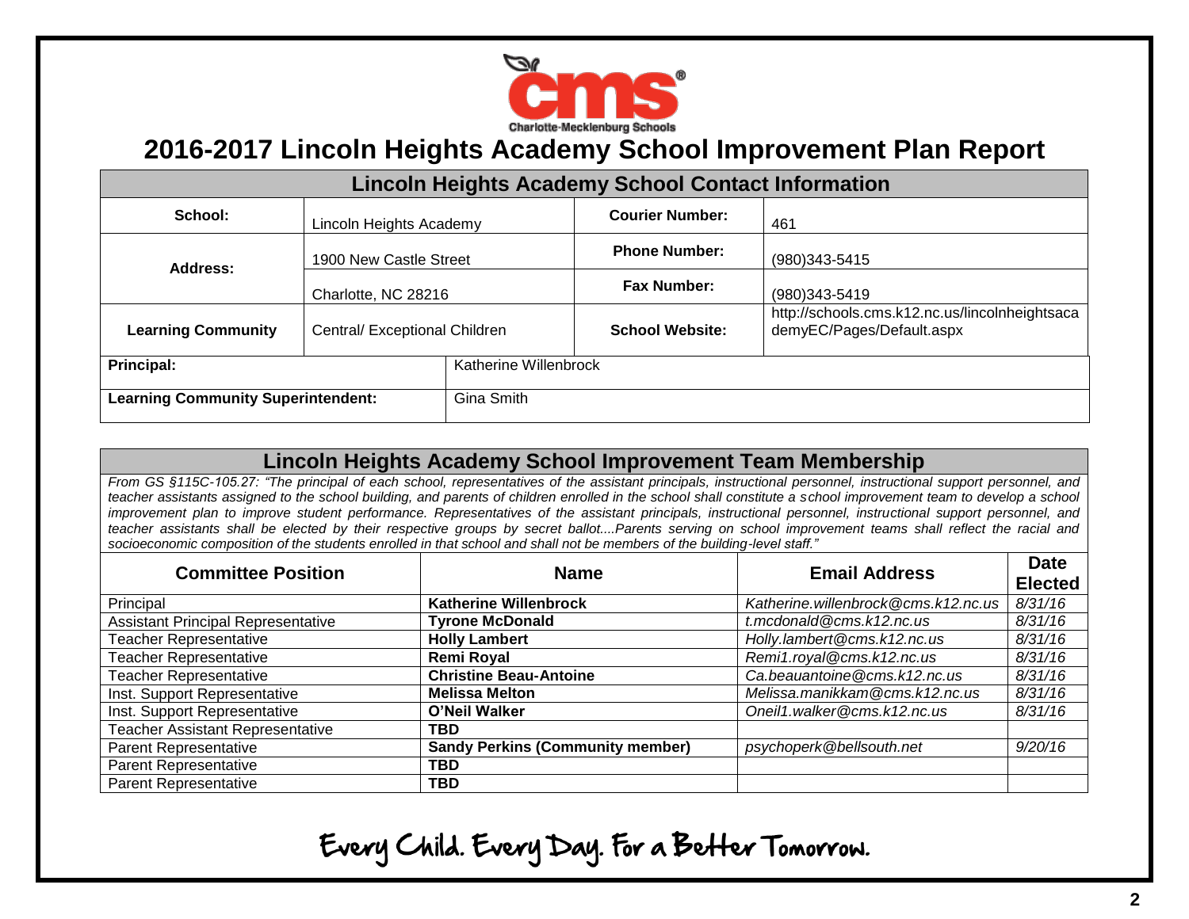# 2016-2017 Lincoln Heights Academy School Improvement Plan Report

## Lincoln Heights Academy School Contact Information

| | | | |
|---|---|---|---|
| **School:** | Lincoln Heights Academy | **Courier Number:** | 461 |
| **Address:** | 1900 New Castle Street | **Phone Number:** | (980)343-5415 |
| | Charlotte, NC 28216 | **Fax Number:** | (980)343-5419 |
| **Learning Community** | Central/ Exceptional Children | **School Website:** | http://schools.cms.k12.nc.us/lincolnheightsacademyEC/Pages/Default.aspx |
| **Principal:** | Katherine Willenbrock | | |
| **Learning Community Superintendent:** | Gina Smith | | |

## Lincoln Heights Academy School Improvement Team Membership

*From GS §115C-105.27: "The principal of each school, representatives of the assistant principals, instructional personnel, instructional support personnel, and teacher assistants assigned to the school building, and parents of children enrolled in the school shall constitute a school improvement team to develop a school improvement plan to improve student performance. Representatives of the assistant principals, instructional personnel, instructional support personnel, and teacher assistants shall be elected by their respective groups by secret ballot....Parents serving on school improvement teams shall reflect the racial and socioeconomic composition of the students enrolled in that school and shall not be members of the building-level staff."*

| Committee Position | Name | Email Address | Date Elected |
|---|---|---|---|
| Principal | **Katherine Willenbrock** | *Katherine.willenbrock@cms.k12.nc.us* | *8/31/16* |
| Assistant Principal Representative | **Tyrone McDonald** | *t.mcdonald@cms.k12.nc.us* | *8/31/16* |
| Teacher Representative | **Holly Lambert** | *Holly.lambert@cms.k12.nc.us* | *8/31/16* |
| Teacher Representative | **Remi Royal** | *Remi1.royal@cms.k12.nc.us* | *8/31/16* |
| Teacher Representative | **Christine Beau-Antoine** | *Ca.beauantoine@cms.k12.nc.us* | *8/31/16* |
| Inst. Support Representative | **Melissa Melton** | *Melissa.manikkam@cms.k12.nc.us* | *8/31/16* |
| Inst. Support Representative | **O'Neil Walker** | *Oneil1.walker@cms.k12.nc.us* | *8/31/16* |
| Teacher Assistant Representative | **TBD** | | |
| Parent Representative | **Sandy Perkins (Community member)** | *psychoperk@bellsouth.net* | *9/20/16* |
| Parent Representative | **TBD** | | |
| Parent Representative | **TBD** | | |

Every Child. Every Day. For a Better Tomorrow.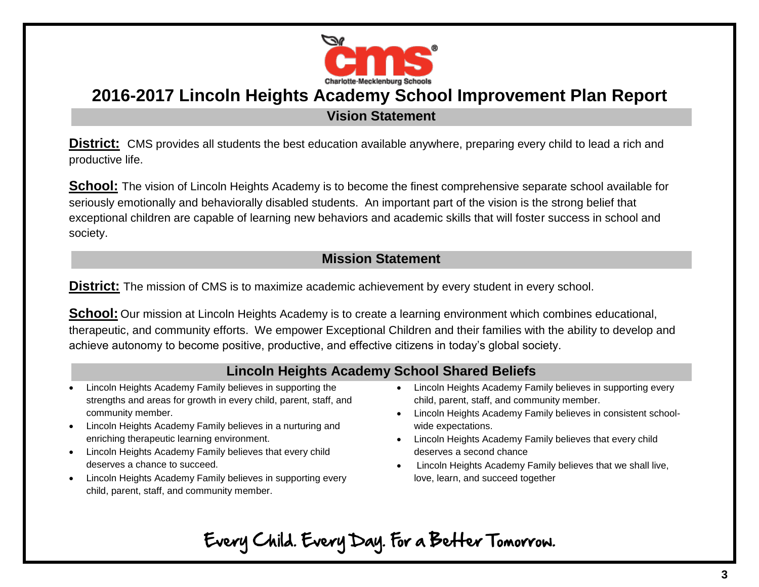# 2016-2017 Lincoln Heights Academy School Improvement Plan Report

## Vision Statement

**District:** CMS provides all students the best education available anywhere, preparing every child to lead a rich and productive life.

**School:** The vision of Lincoln Heights Academy is to become the finest comprehensive separate school available for seriously emotionally and behaviorally disabled students. An important part of the vision is the strong belief that exceptional children are capable of learning new behaviors and academic skills that will foster success in school and society.

## Mission Statement

**District:** The mission of CMS is to maximize academic achievement by every student in every school.

**School:** Our mission at Lincoln Heights Academy is to create a learning environment which combines educational, therapeutic, and community efforts. We empower Exceptional Children and their families with the ability to develop and achieve autonomy to become positive, productive, and effective citizens in today's global society.

## Lincoln Heights Academy School Shared Beliefs

- Lincoln Heights Academy Family believes in supporting the strengths and areas for growth in every child, parent, staff, and community member.
- Lincoln Heights Academy Family believes in a nurturing and enriching therapeutic learning environment.
- Lincoln Heights Academy Family believes that every child deserves a chance to succeed.
- Lincoln Heights Academy Family believes in supporting every child, parent, staff, and community member.
- Lincoln Heights Academy Family believes in supporting every child, parent, staff, and community member.
- Lincoln Heights Academy Family believes in consistent school-wide expectations.
- Lincoln Heights Academy Family believes that every child deserves a second chance
- Lincoln Heights Academy Family believes that we shall live, love, learn, and succeed together

Every Child. Every Day. For a Better Tomorrow.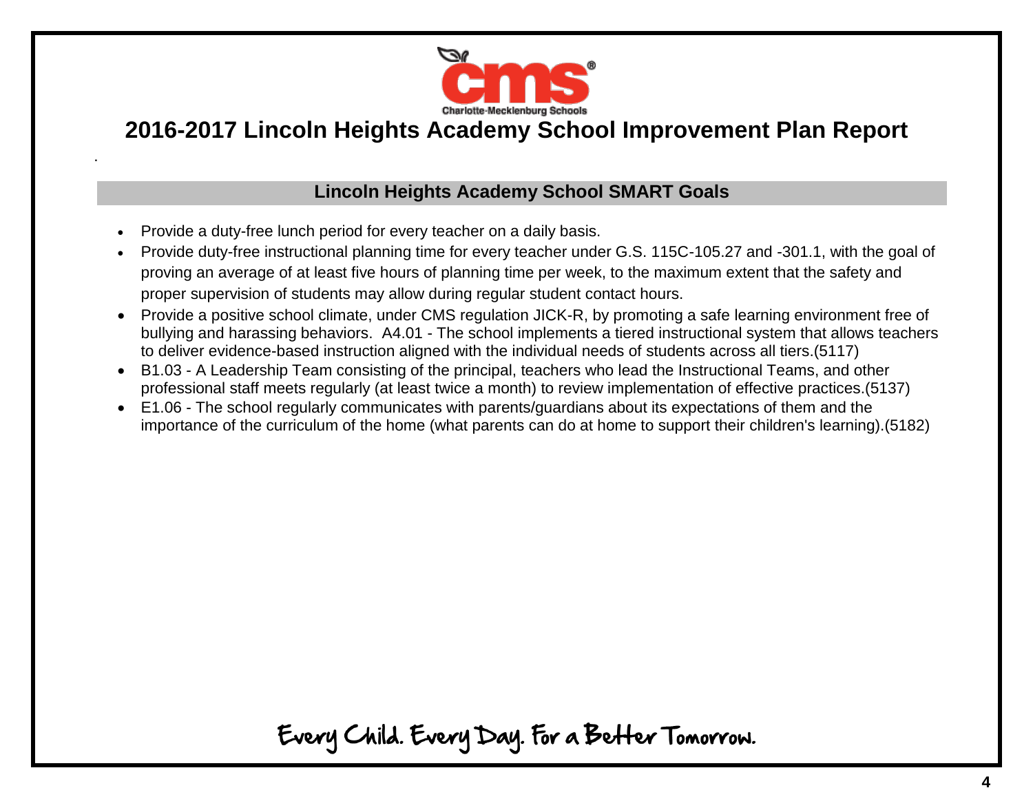# 2016-2017 Lincoln Heights Academy School Improvement Plan Report

## Lincoln Heights Academy School SMART Goals

- Provide a duty-free lunch period for every teacher on a daily basis.
- Provide duty-free instructional planning time for every teacher under G.S. 115C-105.27 and -301.1, with the goal of proving an average of at least five hours of planning time per week, to the maximum extent that the safety and proper supervision of students may allow during regular student contact hours.
- Provide a positive school climate, under CMS regulation JICK-R, by promoting a safe learning environment free of bullying and harassing behaviors. A4.01 - The school implements a tiered instructional system that allows teachers to deliver evidence-based instruction aligned with the individual needs of students across all tiers.(5117)
- B1.03 - A Leadership Team consisting of the principal, teachers who lead the Instructional Teams, and other professional staff meets regularly (at least twice a month) to review implementation of effective practices.(5137)
- E1.06 - The school regularly communicates with parents/guardians about its expectations of them and the importance of the curriculum of the home (what parents can do at home to support their children's learning).(5182)

Every Child. Every Day. For a Better Tomorrow.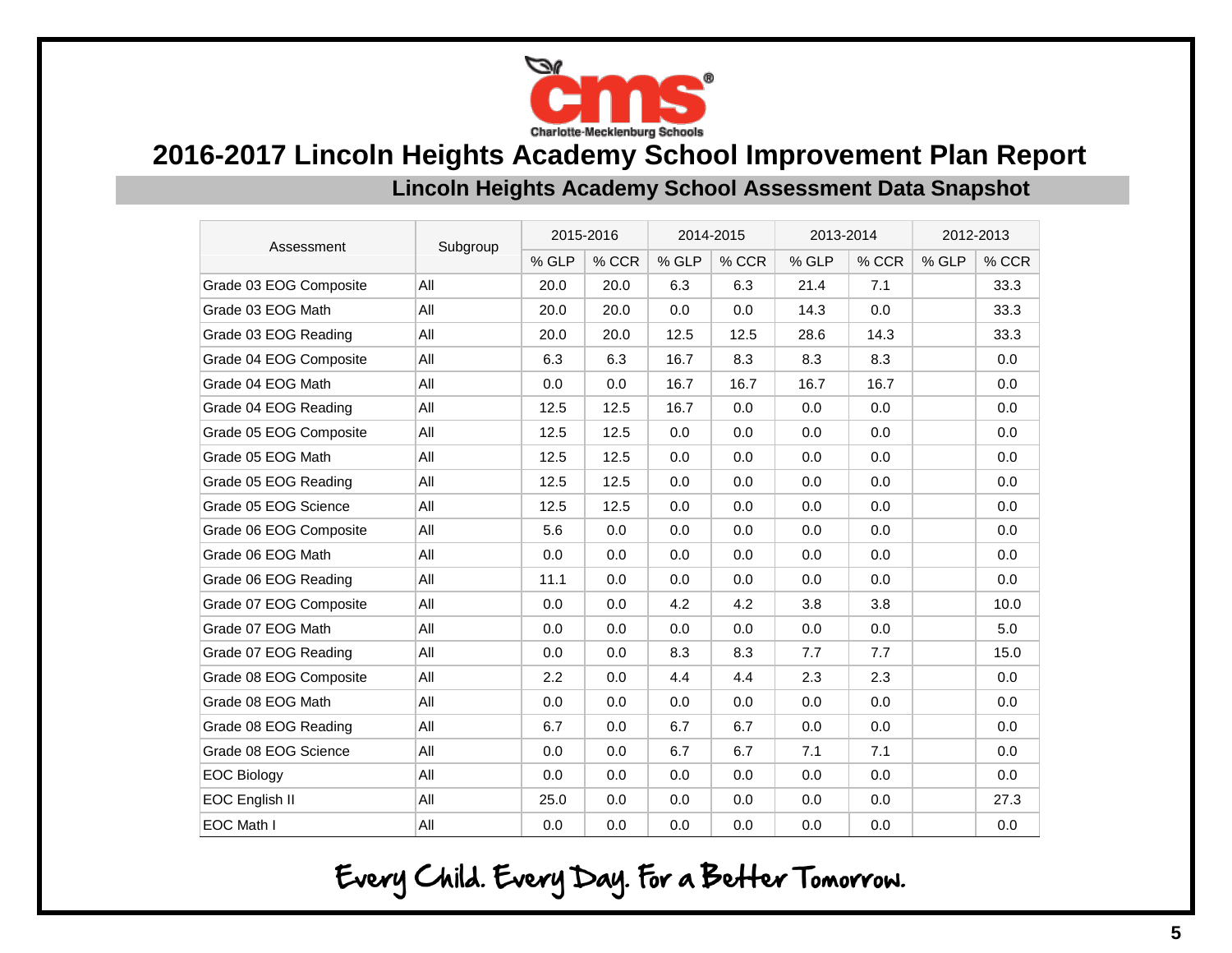# 2016-2017 Lincoln Heights Academy School Improvement Plan Report

## Lincoln Heights Academy School Assessment Data Snapshot

| Assessment | Subgroup | 2015-2016 | | 2014-2015 | | 2013-2014 | | 2012-2013 | |
|---|---|---|---|---|---|---|---|---|---|
| | | % GLP | % CCR | % GLP | % CCR | % GLP | % CCR | % GLP | % CCR |
| Grade 03 EOG Composite | All | 20.0 | 20.0 | 6.3 | 6.3 | 21.4 | 7.1 | | 33.3 |
| Grade 03 EOG Math | All | 20.0 | 20.0 | 0.0 | 0.0 | 14.3 | 0.0 | | 33.3 |
| Grade 03 EOG Reading | All | 20.0 | 20.0 | 12.5 | 12.5 | 28.6 | 14.3 | | 33.3 |
| Grade 04 EOG Composite | All | 6.3 | 6.3 | 16.7 | 8.3 | 8.3 | 8.3 | | 0.0 |
| Grade 04 EOG Math | All | 0.0 | 0.0 | 16.7 | 16.7 | 16.7 | 16.7 | | 0.0 |
| Grade 04 EOG Reading | All | 12.5 | 12.5 | 16.7 | 0.0 | 0.0 | 0.0 | | 0.0 |
| Grade 05 EOG Composite | All | 12.5 | 12.5 | 0.0 | 0.0 | 0.0 | 0.0 | | 0.0 |
| Grade 05 EOG Math | All | 12.5 | 12.5 | 0.0 | 0.0 | 0.0 | 0.0 | | 0.0 |
| Grade 05 EOG Reading | All | 12.5 | 12.5 | 0.0 | 0.0 | 0.0 | 0.0 | | 0.0 |
| Grade 05 EOG Science | All | 12.5 | 12.5 | 0.0 | 0.0 | 0.0 | 0.0 | | 0.0 |
| Grade 06 EOG Composite | All | 5.6 | 0.0 | 0.0 | 0.0 | 0.0 | 0.0 | | 0.0 |
| Grade 06 EOG Math | All | 0.0 | 0.0 | 0.0 | 0.0 | 0.0 | 0.0 | | 0.0 |
| Grade 06 EOG Reading | All | 11.1 | 0.0 | 0.0 | 0.0 | 0.0 | 0.0 | | 0.0 |
| Grade 07 EOG Composite | All | 0.0 | 0.0 | 4.2 | 4.2 | 3.8 | 3.8 | | 10.0 |
| Grade 07 EOG Math | All | 0.0 | 0.0 | 0.0 | 0.0 | 0.0 | 0.0 | | 5.0 |
| Grade 07 EOG Reading | All | 0.0 | 0.0 | 8.3 | 8.3 | 7.7 | 7.7 | | 15.0 |
| Grade 08 EOG Composite | All | 2.2 | 0.0 | 4.4 | 4.4 | 2.3 | 2.3 | | 0.0 |
| Grade 08 EOG Math | All | 0.0 | 0.0 | 0.0 | 0.0 | 0.0 | 0.0 | | 0.0 |
| Grade 08 EOG Reading | All | 6.7 | 0.0 | 6.7 | 6.7 | 0.0 | 0.0 | | 0.0 |
| Grade 08 EOG Science | All | 0.0 | 0.0 | 6.7 | 6.7 | 7.1 | 7.1 | | 0.0 |
| EOC Biology | All | 0.0 | 0.0 | 0.0 | 0.0 | 0.0 | 0.0 | | 0.0 |
| EOC English II | All | 25.0 | 0.0 | 0.0 | 0.0 | 0.0 | 0.0 | | 27.3 |
| EOC Math I | All | 0.0 | 0.0 | 0.0 | 0.0 | 0.0 | 0.0 | | 0.0 |

Every Child. Every Day. For a Better Tomorrow.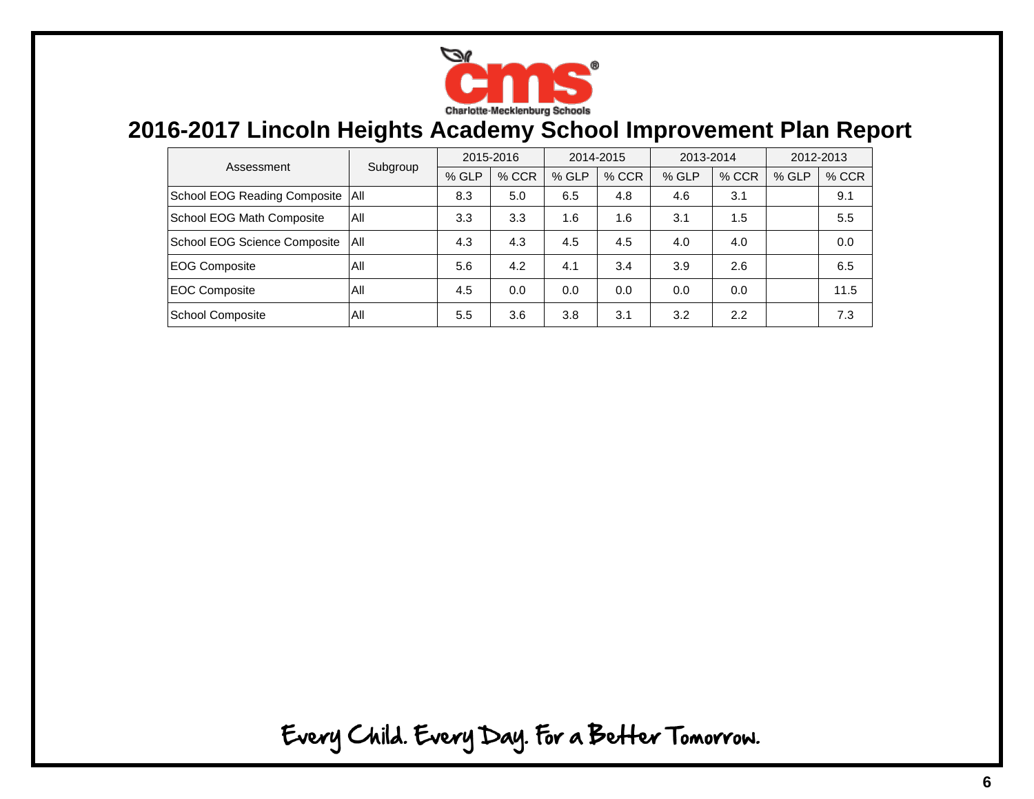Charlotte-Mecklenburg Schools

# 2016-2017 Lincoln Heights Academy School Improvement Plan Report

| Assessment | Subgroup | 2015-2016 | | 2014-2015 | | 2013-2014 | | 2012-2013 | |
|---|---|---|---|---|---|---|---|---|---|
| | | % GLP | % CCR | % GLP | % CCR | % GLP | % CCR | % GLP | % CCR |
| School EOG Reading Composite | All | 8.3 | 5.0 | 6.5 | 4.8 | 4.6 | 3.1 | | 9.1 |
| School EOG Math Composite | All | 3.3 | 3.3 | 1.6 | 1.6 | 3.1 | 1.5 | | 5.5 |
| School EOG Science Composite | All | 4.3 | 4.3 | 4.5 | 4.5 | 4.0 | 4.0 | | 0.0 |
| EOG Composite | All | 5.6 | 4.2 | 4.1 | 3.4 | 3.9 | 2.6 | | 6.5 |
| EOC Composite | All | 4.5 | 0.0 | 0.0 | 0.0 | 0.0 | 0.0 | | 11.5 |
| School Composite | All | 5.5 | 3.6 | 3.8 | 3.1 | 3.2 | 2.2 | | 7.3 |

Every Child. Every Day. For a Better Tomorrow.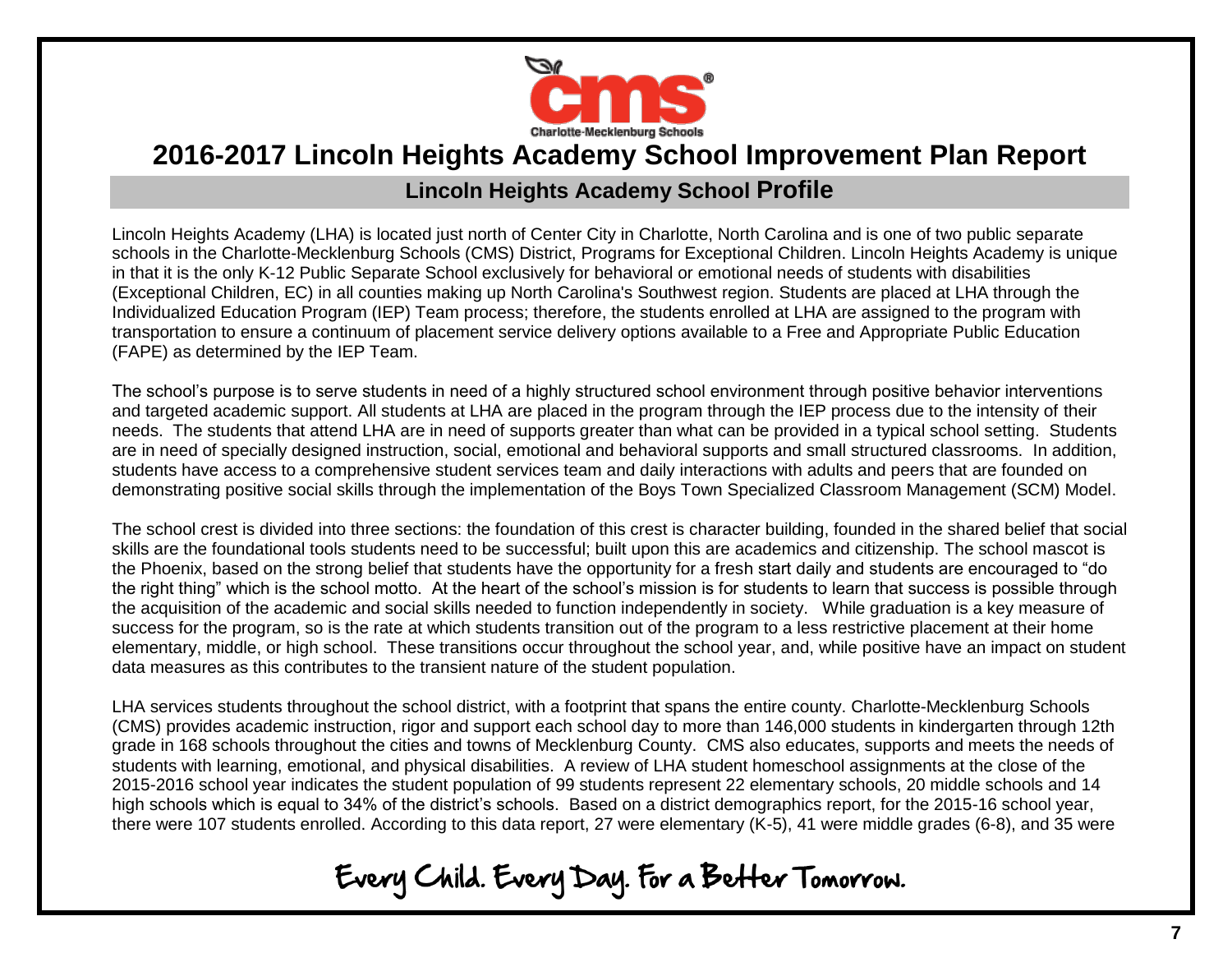# 2016-2017 Lincoln Heights Academy School Improvement Plan Report

## Lincoln Heights Academy School Profile

Lincoln Heights Academy (LHA) is located just north of Center City in Charlotte, North Carolina and is one of two public separate schools in the Charlotte-Mecklenburg Schools (CMS) District, Programs for Exceptional Children. Lincoln Heights Academy is unique in that it is the only K-12 Public Separate School exclusively for behavioral or emotional needs of students with disabilities (Exceptional Children, EC) in all counties making up North Carolina's Southwest region. Students are placed at LHA through the Individualized Education Program (IEP) Team process; therefore, the students enrolled at LHA are assigned to the program with transportation to ensure a continuum of placement service delivery options available to a Free and Appropriate Public Education (FAPE) as determined by the IEP Team.

The school's purpose is to serve students in need of a highly structured school environment through positive behavior interventions and targeted academic support. All students at LHA are placed in the program through the IEP process due to the intensity of their needs. The students that attend LHA are in need of supports greater than what can be provided in a typical school setting. Students are in need of specially designed instruction, social, emotional and behavioral supports and small structured classrooms. In addition, students have access to a comprehensive student services team and daily interactions with adults and peers that are founded on demonstrating positive social skills through the implementation of the Boys Town Specialized Classroom Management (SCM) Model.

The school crest is divided into three sections: the foundation of this crest is character building, founded in the shared belief that social skills are the foundational tools students need to be successful; built upon this are academics and citizenship. The school mascot is the Phoenix, based on the strong belief that students have the opportunity for a fresh start daily and students are encouraged to "do the right thing" which is the school motto. At the heart of the school's mission is for students to learn that success is possible through the acquisition of the academic and social skills needed to function independently in society. While graduation is a key measure of success for the program, so is the rate at which students transition out of the program to a less restrictive placement at their home elementary, middle, or high school. These transitions occur throughout the school year, and, while positive have an impact on student data measures as this contributes to the transient nature of the student population.

LHA services students throughout the school district, with a footprint that spans the entire county. Charlotte-Mecklenburg Schools (CMS) provides academic instruction, rigor and support each school day to more than 146,000 students in kindergarten through 12th grade in 168 schools throughout the cities and towns of Mecklenburg County. CMS also educates, supports and meets the needs of students with learning, emotional, and physical disabilities. A review of LHA student homeschool assignments at the close of the 2015-2016 school year indicates the student population of 99 students represent 22 elementary schools, 20 middle schools and 14 high schools which is equal to 34% of the district's schools. Based on a district demographics report, for the 2015-16 school year, there were 107 students enrolled. According to this data report, 27 were elementary (K-5), 41 were middle grades (6-8), and 35 were

Every Child. Every Day. For a Better Tomorrow.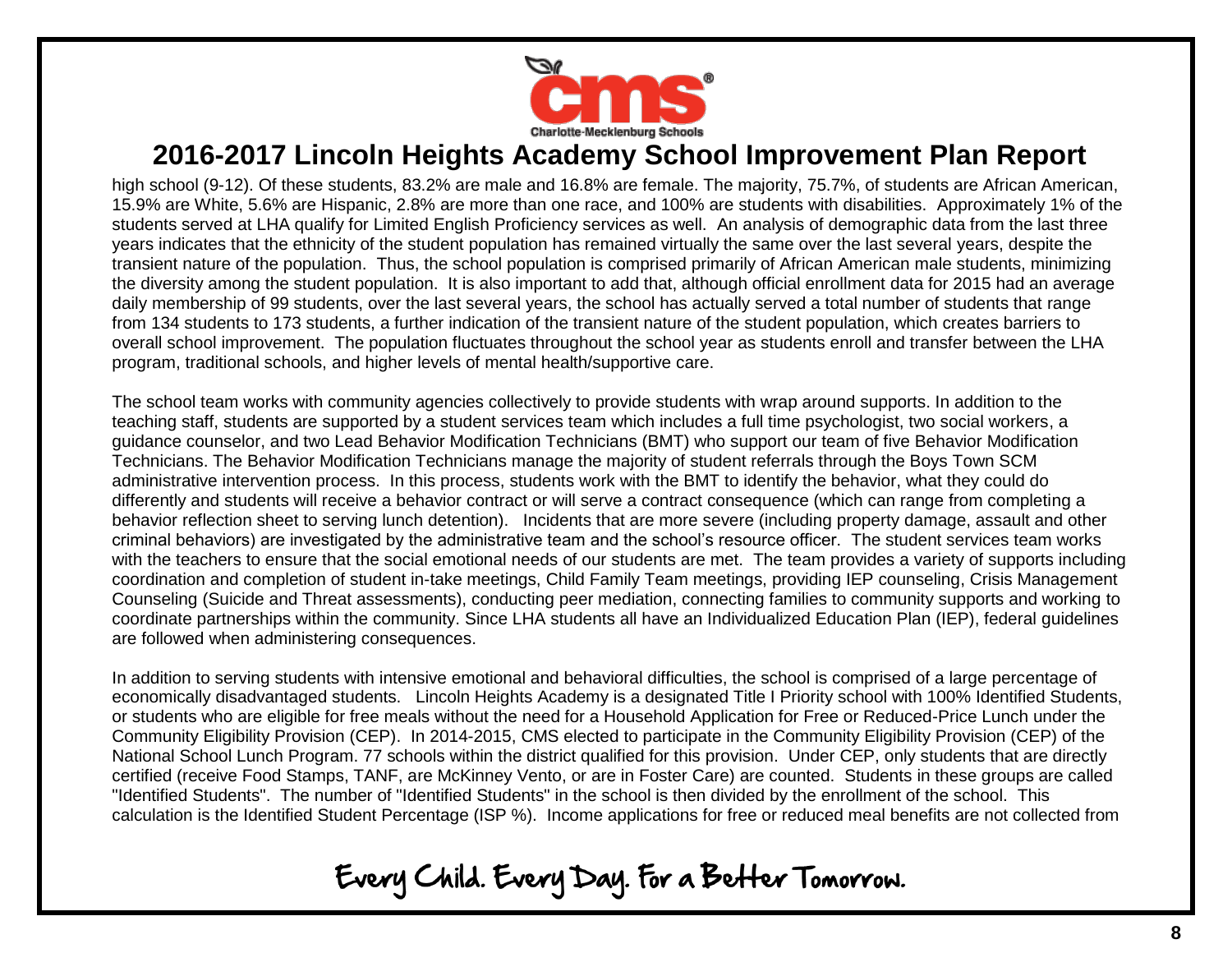high school (9-12). Of these students, 83.2% are male and 16.8% are female. The majority, 75.7%, of students are African American, 15.9% are White, 5.6% are Hispanic, 2.8% are more than one race, and 100% are students with disabilities. Approximately 1% of the students served at LHA qualify for Limited English Proficiency services as well. An analysis of demographic data from the last three years indicates that the ethnicity of the student population has remained virtually the same over the last several years, despite the transient nature of the population. Thus, the school population is comprised primarily of African American male students, minimizing the diversity among the student population. It is also important to add that, although official enrollment data for 2015 had an average daily membership of 99 students, over the last several years, the school has actually served a total number of students that range from 134 students to 173 students, a further indication of the transient nature of the student population, which creates barriers to overall school improvement. The population fluctuates throughout the school year as students enroll and transfer between the LHA program, traditional schools, and higher levels of mental health/supportive care.

The school team works with community agencies collectively to provide students with wrap around supports. In addition to the teaching staff, students are supported by a student services team which includes a full time psychologist, two social workers, a guidance counselor, and two Lead Behavior Modification Technicians (BMT) who support our team of five Behavior Modification Technicians. The Behavior Modification Technicians manage the majority of student referrals through the Boys Town SCM administrative intervention process. In this process, students work with the BMT to identify the behavior, what they could do differently and students will receive a behavior contract or will serve a contract consequence (which can range from completing a behavior reflection sheet to serving lunch detention). Incidents that are more severe (including property damage, assault and other criminal behaviors) are investigated by the administrative team and the school's resource officer. The student services team works with the teachers to ensure that the social emotional needs of our students are met. The team provides a variety of supports including coordination and completion of student in-take meetings, Child Family Team meetings, providing IEP counseling, Crisis Management Counseling (Suicide and Threat assessments), conducting peer mediation, connecting families to community supports and working to coordinate partnerships within the community. Since LHA students all have an Individualized Education Plan (IEP), federal guidelines are followed when administering consequences.

In addition to serving students with intensive emotional and behavioral difficulties, the school is comprised of a large percentage of economically disadvantaged students. Lincoln Heights Academy is a designated Title I Priority school with 100% Identified Students, or students who are eligible for free meals without the need for a Household Application for Free or Reduced-Price Lunch under the Community Eligibility Provision (CEP). In 2014-2015, CMS elected to participate in the Community Eligibility Provision (CEP) of the National School Lunch Program. 77 schools within the district qualified for this provision. Under CEP, only students that are directly certified (receive Food Stamps, TANF, are McKinney Vento, or are in Foster Care) are counted. Students in these groups are called "Identified Students". The number of "Identified Students" in the school is then divided by the enrollment of the school. This calculation is the Identified Student Percentage (ISP %). Income applications for free or reduced meal benefits are not collected from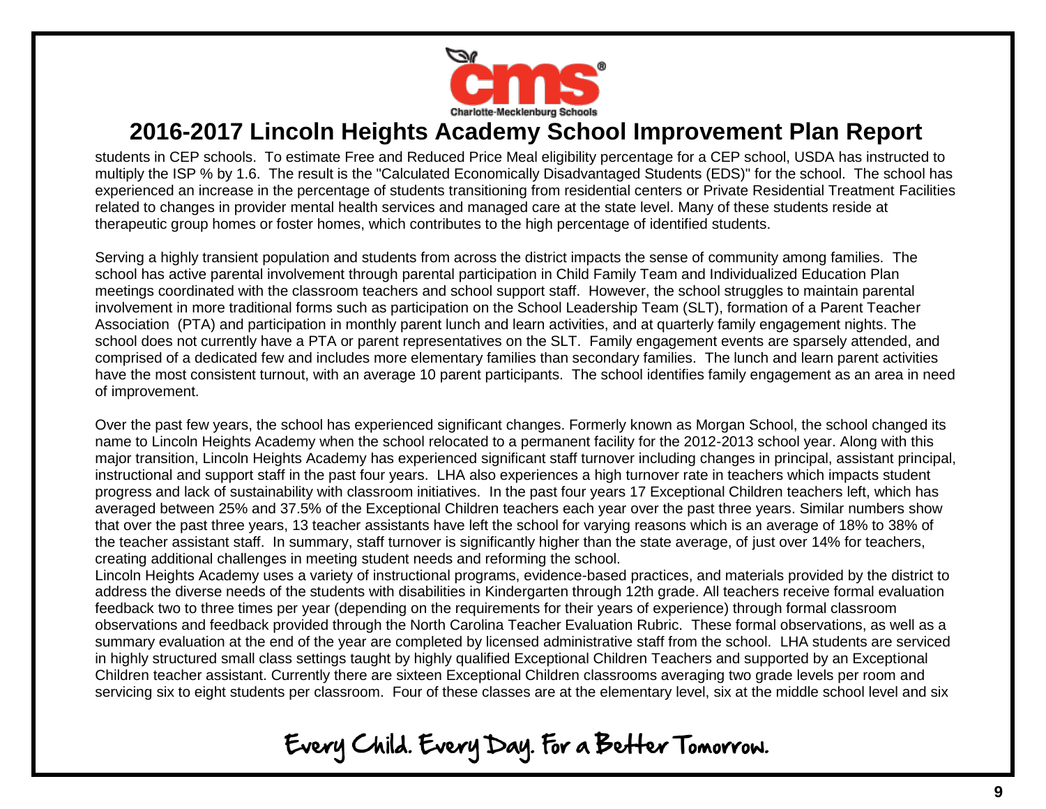students in CEP schools. To estimate Free and Reduced Price Meal eligibility percentage for a CEP school, USDA has instructed to multiply the ISP % by 1.6. The result is the "Calculated Economically Disadvantaged Students (EDS)" for the school. The school has experienced an increase in the percentage of students transitioning from residential centers or Private Residential Treatment Facilities related to changes in provider mental health services and managed care at the state level. Many of these students reside at therapeutic group homes or foster homes, which contributes to the high percentage of identified students.

Serving a highly transient population and students from across the district impacts the sense of community among families. The school has active parental involvement through parental participation in Child Family Team and Individualized Education Plan meetings coordinated with the classroom teachers and school support staff. However, the school struggles to maintain parental involvement in more traditional forms such as participation on the School Leadership Team (SLT), formation of a Parent Teacher Association (PTA) and participation in monthly parent lunch and learn activities, and at quarterly family engagement nights. The school does not currently have a PTA or parent representatives on the SLT. Family engagement events are sparsely attended, and comprised of a dedicated few and includes more elementary families than secondary families. The lunch and learn parent activities have the most consistent turnout, with an average 10 parent participants. The school identifies family engagement as an area in need of improvement.

Over the past few years, the school has experienced significant changes. Formerly known as Morgan School, the school changed its name to Lincoln Heights Academy when the school relocated to a permanent facility for the 2012-2013 school year. Along with this major transition, Lincoln Heights Academy has experienced significant staff turnover including changes in principal, assistant principal, instructional and support staff in the past four years. LHA also experiences a high turnover rate in teachers which impacts student progress and lack of sustainability with classroom initiatives. In the past four years 17 Exceptional Children teachers left, which has averaged between 25% and 37.5% of the Exceptional Children teachers each year over the past three years. Similar numbers show that over the past three years, 13 teacher assistants have left the school for varying reasons which is an average of 18% to 38% of the teacher assistant staff. In summary, staff turnover is significantly higher than the state average, of just over 14% for teachers, creating additional challenges in meeting student needs and reforming the school.

Lincoln Heights Academy uses a variety of instructional programs, evidence-based practices, and materials provided by the district to address the diverse needs of the students with disabilities in Kindergarten through 12th grade. All teachers receive formal evaluation feedback two to three times per year (depending on the requirements for their years of experience) through formal classroom observations and feedback provided through the North Carolina Teacher Evaluation Rubric. These formal observations, as well as a summary evaluation at the end of the year are completed by licensed administrative staff from the school. LHA students are serviced in highly structured small class settings taught by highly qualified Exceptional Children Teachers and supported by an Exceptional Children teacher assistant. Currently there are sixteen Exceptional Children classrooms averaging two grade levels per room and servicing six to eight students per classroom. Four of these classes are at the elementary level, six at the middle school level and six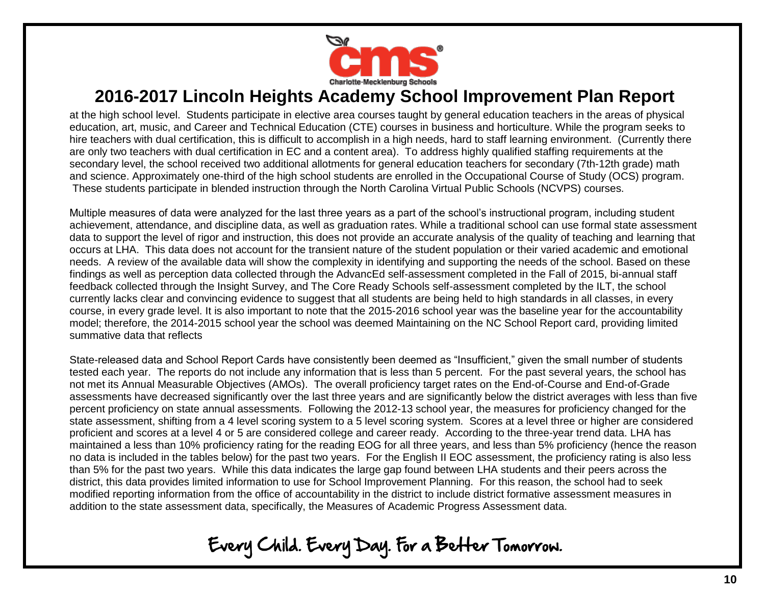at the high school level. Students participate in elective area courses taught by general education teachers in the areas of physical education, art, music, and Career and Technical Education (CTE) courses in business and horticulture. While the program seeks to hire teachers with dual certification, this is difficult to accomplish in a high needs, hard to staff learning environment. (Currently there are only two teachers with dual certification in EC and a content area). To address highly qualified staffing requirements at the secondary level, the school received two additional allotments for general education teachers for secondary (7th-12th grade) math and science. Approximately one-third of the high school students are enrolled in the Occupational Course of Study (OCS) program. These students participate in blended instruction through the North Carolina Virtual Public Schools (NCVPS) courses.

Multiple measures of data were analyzed for the last three years as a part of the school's instructional program, including student achievement, attendance, and discipline data, as well as graduation rates. While a traditional school can use formal state assessment data to support the level of rigor and instruction, this does not provide an accurate analysis of the quality of teaching and learning that occurs at LHA. This data does not account for the transient nature of the student population or their varied academic and emotional needs. A review of the available data will show the complexity in identifying and supporting the needs of the school. Based on these findings as well as perception data collected through the AdvancEd self-assessment completed in the Fall of 2015, bi-annual staff feedback collected through the Insight Survey, and The Core Ready Schools self-assessment completed by the ILT, the school currently lacks clear and convincing evidence to suggest that all students are being held to high standards in all classes, in every course, in every grade level. It is also important to note that the 2015-2016 school year was the baseline year for the accountability model; therefore, the 2014-2015 school year the school was deemed Maintaining on the NC School Report card, providing limited summative data that reflects

State-released data and School Report Cards have consistently been deemed as "Insufficient," given the small number of students tested each year. The reports do not include any information that is less than 5 percent. For the past several years, the school has not met its Annual Measurable Objectives (AMOs). The overall proficiency target rates on the End-of-Course and End-of-Grade assessments have decreased significantly over the last three years and are significantly below the district averages with less than five percent proficiency on state annual assessments. Following the 2012-13 school year, the measures for proficiency changed for the state assessment, shifting from a 4 level scoring system to a 5 level scoring system. Scores at a level three or higher are considered proficient and scores at a level 4 or 5 are considered college and career ready. According to the three-year trend data. LHA has maintained a less than 10% proficiency rating for the reading EOG for all three years, and less than 5% proficiency (hence the reason no data is included in the tables below) for the past two years. For the English II EOC assessment, the proficiency rating is also less than 5% for the past two years. While this data indicates the large gap found between LHA students and their peers across the district, this data provides limited information to use for School Improvement Planning. For this reason, the school had to seek modified reporting information from the office of accountability in the district to include district formative assessment measures in addition to the state assessment data, specifically, the Measures of Academic Progress Assessment data.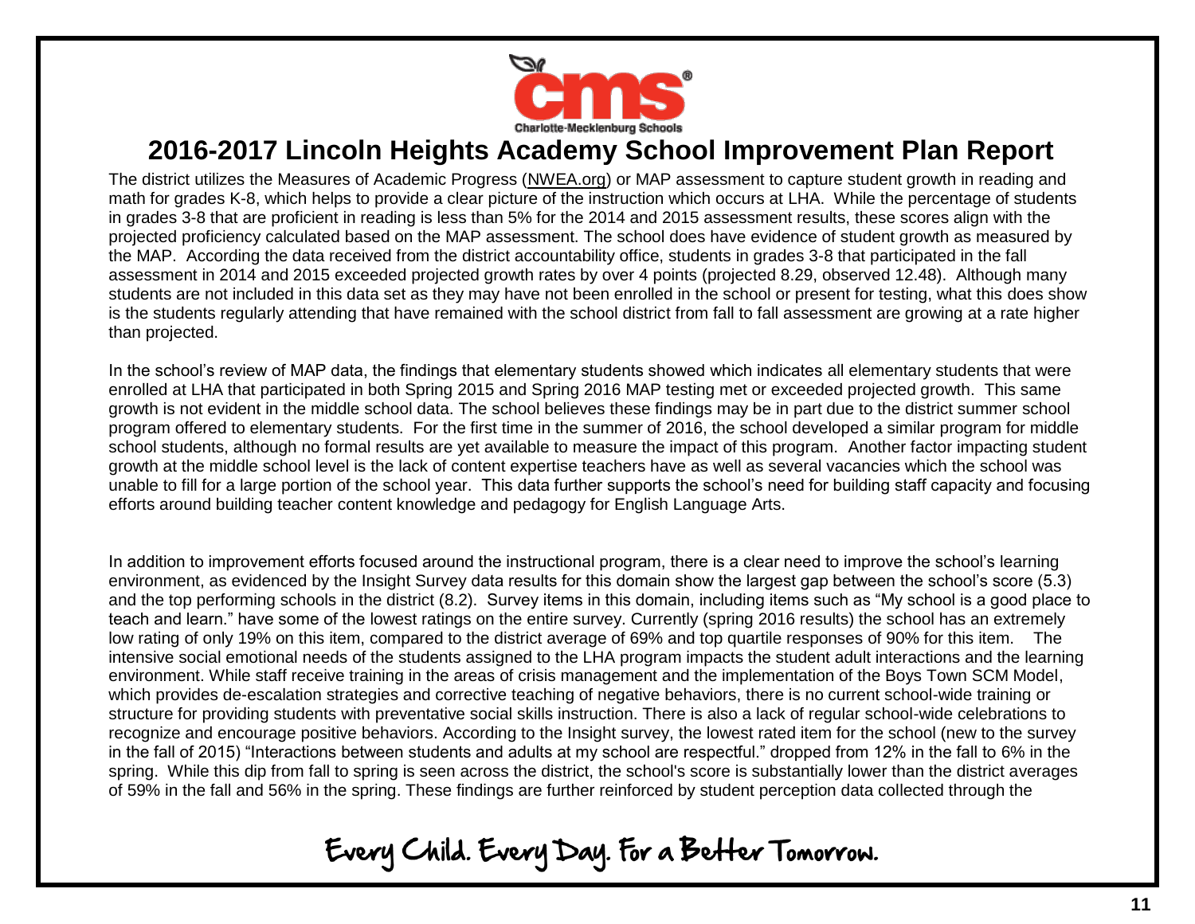# 2016-2017 Lincoln Heights Academy School Improvement Plan Report

The district utilizes the Measures of Academic Progress (NWEA.org) or MAP assessment to capture student growth in reading and math for grades K-8, which helps to provide a clear picture of the instruction which occurs at LHA. While the percentage of students in grades 3-8 that are proficient in reading is less than 5% for the 2014 and 2015 assessment results, these scores align with the projected proficiency calculated based on the MAP assessment. The school does have evidence of student growth as measured by the MAP. According the data received from the district accountability office, students in grades 3-8 that participated in the fall assessment in 2014 and 2015 exceeded projected growth rates by over 4 points (projected 8.29, observed 12.48). Although many students are not included in this data set as they may have not been enrolled in the school or present for testing, what this does show is the students regularly attending that have remained with the school district from fall to fall assessment are growing at a rate higher than projected.

In the school's review of MAP data, the findings that elementary students showed which indicates all elementary students that were enrolled at LHA that participated in both Spring 2015 and Spring 2016 MAP testing met or exceeded projected growth. This same growth is not evident in the middle school data. The school believes these findings may be in part due to the district summer school program offered to elementary students. For the first time in the summer of 2016, the school developed a similar program for middle school students, although no formal results are yet available to measure the impact of this program. Another factor impacting student growth at the middle school level is the lack of content expertise teachers have as well as several vacancies which the school was unable to fill for a large portion of the school year. This data further supports the school's need for building staff capacity and focusing efforts around building teacher content knowledge and pedagogy for English Language Arts.

In addition to improvement efforts focused around the instructional program, there is a clear need to improve the school's learning environment, as evidenced by the Insight Survey data results for this domain show the largest gap between the school's score (5.3) and the top performing schools in the district (8.2). Survey items in this domain, including items such as "My school is a good place to teach and learn." have some of the lowest ratings on the entire survey. Currently (spring 2016 results) the school has an extremely low rating of only 19% on this item, compared to the district average of 69% and top quartile responses of 90% for this item. The intensive social emotional needs of the students assigned to the LHA program impacts the student adult interactions and the learning environment. While staff receive training in the areas of crisis management and the implementation of the Boys Town SCM Model, which provides de-escalation strategies and corrective teaching of negative behaviors, there is no current school-wide training or structure for providing students with preventative social skills instruction. There is also a lack of regular school-wide celebrations to recognize and encourage positive behaviors. According to the Insight survey, the lowest rated item for the school (new to the survey in the fall of 2015) "Interactions between students and adults at my school are respectful." dropped from 12% in the fall to 6% in the spring. While this dip from fall to spring is seen across the district, the school's score is substantially lower than the district averages of 59% in the fall and 56% in the spring. These findings are further reinforced by student perception data collected through the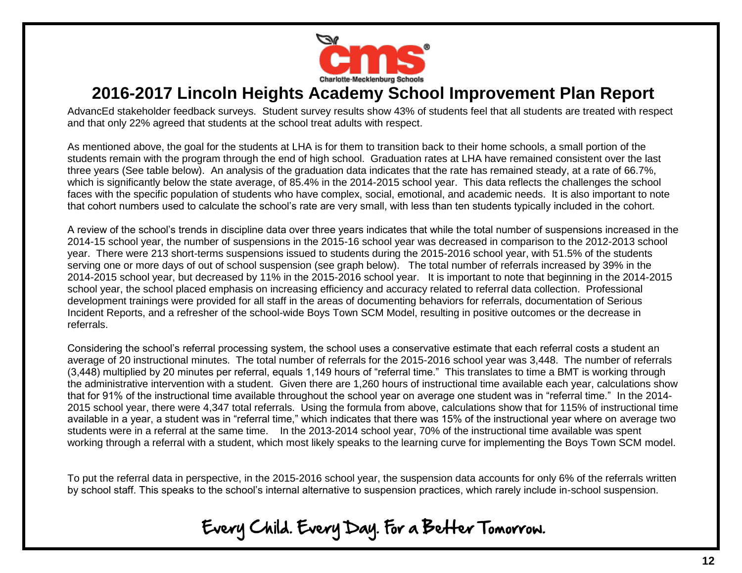# 2016-2017 Lincoln Heights Academy School Improvement Plan Report

AdvancEd stakeholder feedback surveys. Student survey results show 43% of students feel that all students are treated with respect and that only 22% agreed that students at the school treat adults with respect.

As mentioned above, the goal for the students at LHA is for them to transition back to their home schools, a small portion of the students remain with the program through the end of high school. Graduation rates at LHA have remained consistent over the last three years (See table below). An analysis of the graduation data indicates that the rate has remained steady, at a rate of 66.7%, which is significantly below the state average, of 85.4% in the 2014-2015 school year. This data reflects the challenges the school faces with the specific population of students who have complex, social, emotional, and academic needs. It is also important to note that cohort numbers used to calculate the school's rate are very small, with less than ten students typically included in the cohort.

A review of the school's trends in discipline data over three years indicates that while the total number of suspensions increased in the 2014-15 school year, the number of suspensions in the 2015-16 school year was decreased in comparison to the 2012-2013 school year. There were 213 short-terms suspensions issued to students during the 2015-2016 school year, with 51.5% of the students serving one or more days of out of school suspension (see graph below). The total number of referrals increased by 39% in the 2014-2015 school year, but decreased by 11% in the 2015-2016 school year. It is important to note that beginning in the 2014-2015 school year, the school placed emphasis on increasing efficiency and accuracy related to referral data collection. Professional development trainings were provided for all staff in the areas of documenting behaviors for referrals, documentation of Serious Incident Reports, and a refresher of the school-wide Boys Town SCM Model, resulting in positive outcomes or the decrease in referrals.

Considering the school's referral processing system, the school uses a conservative estimate that each referral costs a student an average of 20 instructional minutes. The total number of referrals for the 2015-2016 school year was 3,448. The number of referrals (3,448) multiplied by 20 minutes per referral, equals 1,149 hours of "referral time." This translates to time a BMT is working through the administrative intervention with a student. Given there are 1,260 hours of instructional time available each year, calculations show that for 91% of the instructional time available throughout the school year on average one student was in "referral time." In the 2014-2015 school year, there were 4,347 total referrals. Using the formula from above, calculations show that for 115% of instructional time available in a year, a student was in "referral time," which indicates that there was 15% of the instructional year where on average two students were in a referral at the same time. In the 2013-2014 school year, 70% of the instructional time available was spent working through a referral with a student, which most likely speaks to the learning curve for implementing the Boys Town SCM model.

To put the referral data in perspective, in the 2015-2016 school year, the suspension data accounts for only 6% of the referrals written by school staff. This speaks to the school's internal alternative to suspension practices, which rarely include in-school suspension.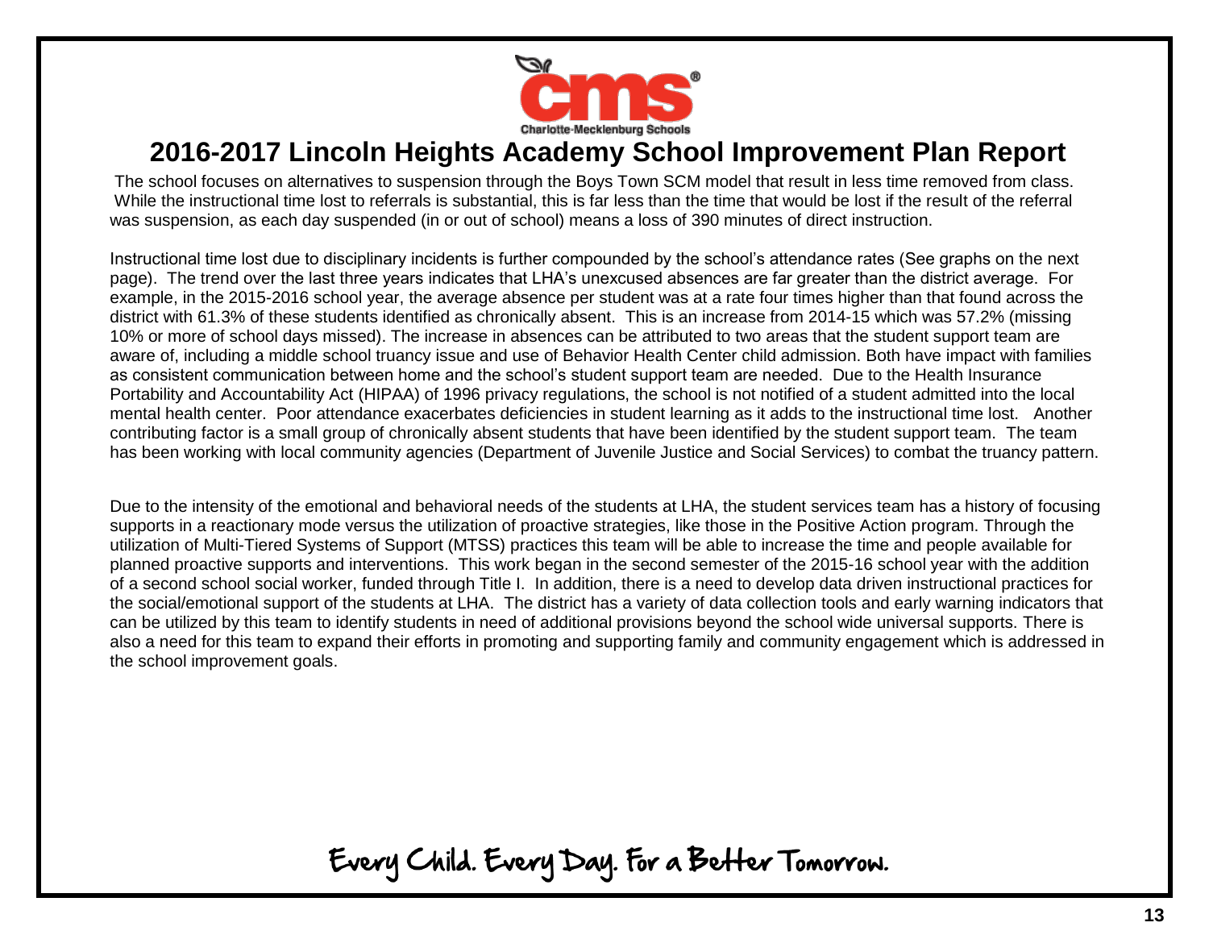# 2016-2017 Lincoln Heights Academy School Improvement Plan Report

The school focuses on alternatives to suspension through the Boys Town SCM model that result in less time removed from class. While the instructional time lost to referrals is substantial, this is far less than the time that would be lost if the result of the referral was suspension, as each day suspended (in or out of school) means a loss of 390 minutes of direct instruction.

Instructional time lost due to disciplinary incidents is further compounded by the school's attendance rates (See graphs on the next page). The trend over the last three years indicates that LHA's unexcused absences are far greater than the district average. For example, in the 2015-2016 school year, the average absence per student was at a rate four times higher than that found across the district with 61.3% of these students identified as chronically absent. This is an increase from 2014-15 which was 57.2% (missing 10% or more of school days missed). The increase in absences can be attributed to two areas that the student support team are aware of, including a middle school truancy issue and use of Behavior Health Center child admission. Both have impact with families as consistent communication between home and the school's student support team are needed. Due to the Health Insurance Portability and Accountability Act (HIPAA) of 1996 privacy regulations, the school is not notified of a student admitted into the local mental health center. Poor attendance exacerbates deficiencies in student learning as it adds to the instructional time lost. Another contributing factor is a small group of chronically absent students that have been identified by the student support team. The team has been working with local community agencies (Department of Juvenile Justice and Social Services) to combat the truancy pattern.

Due to the intensity of the emotional and behavioral needs of the students at LHA, the student services team has a history of focusing supports in a reactionary mode versus the utilization of proactive strategies, like those in the Positive Action program. Through the utilization of Multi-Tiered Systems of Support (MTSS) practices this team will be able to increase the time and people available for planned proactive supports and interventions. This work began in the second semester of the 2015-16 school year with the addition of a second school social worker, funded through Title I. In addition, there is a need to develop data driven instructional practices for the social/emotional support of the students at LHA. The district has a variety of data collection tools and early warning indicators that can be utilized by this team to identify students in need of additional provisions beyond the school wide universal supports. There is also a need for this team to expand their efforts in promoting and supporting family and community engagement which is addressed in the school improvement goals.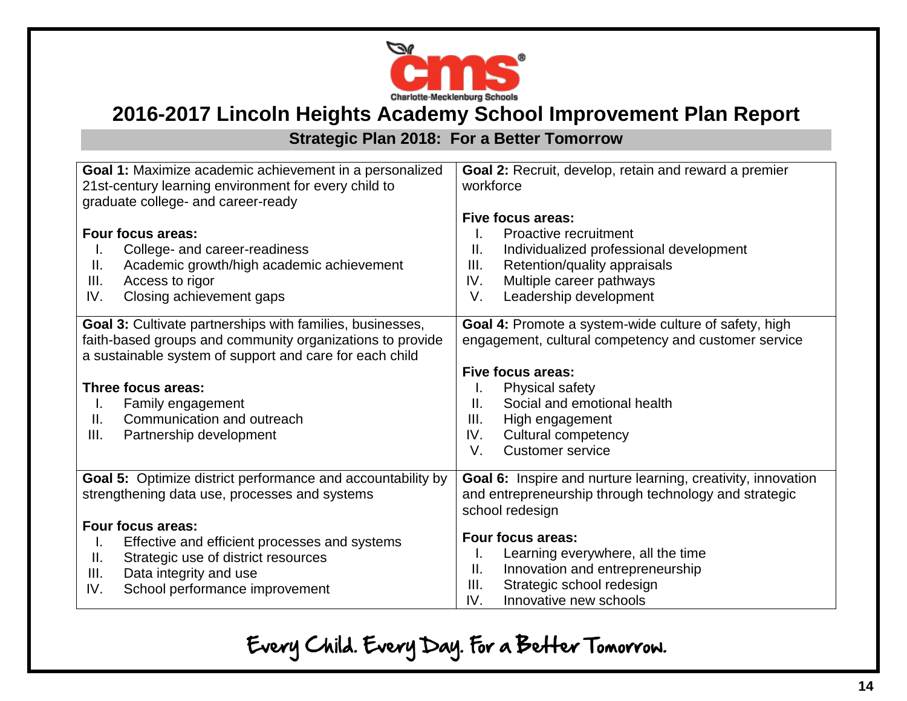# 2016-2017 Lincoln Heights Academy School Improvement Plan Report

## Strategic Plan 2018: For a Better Tomorrow

**Goal 1:** Maximize academic achievement in a personalized 21st-century learning environment for every child to graduate college- and career-ready

**Four focus areas:**

- I. College- and career-readiness
- II. Academic growth/high academic achievement
- III. Access to rigor
- IV. Closing achievement gaps

**Goal 2:** Recruit, develop, retain and reward a premier workforce

**Five focus areas:**

- I. Proactive recruitment
- II. Individualized professional development
- III. Retention/quality appraisals
- IV. Multiple career pathways
- V. Leadership development

**Goal 3:** Cultivate partnerships with families, businesses, faith-based groups and community organizations to provide a sustainable system of support and care for each child

**Three focus areas:**

- I. Family engagement
- II. Communication and outreach
- III. Partnership development

**Goal 4:** Promote a system-wide culture of safety, high engagement, cultural competency and customer service

**Five focus areas:**

- I. Physical safety
- II. Social and emotional health
- III. High engagement
- IV. Cultural competency
- V. Customer service

**Goal 5:** Optimize district performance and accountability by strengthening data use, processes and systems

**Four focus areas:**

- I. Effective and efficient processes and systems
- II. Strategic use of district resources
- III. Data integrity and use
- IV. School performance improvement

**Goal 6:** Inspire and nurture learning, creativity, innovation and entrepreneurship through technology and strategic school redesign

**Four focus areas:**

- I. Learning everywhere, all the time
- II. Innovation and entrepreneurship
- III. Strategic school redesign
- IV. Innovative new schools

Every Child. Every Day. For a Better Tomorrow.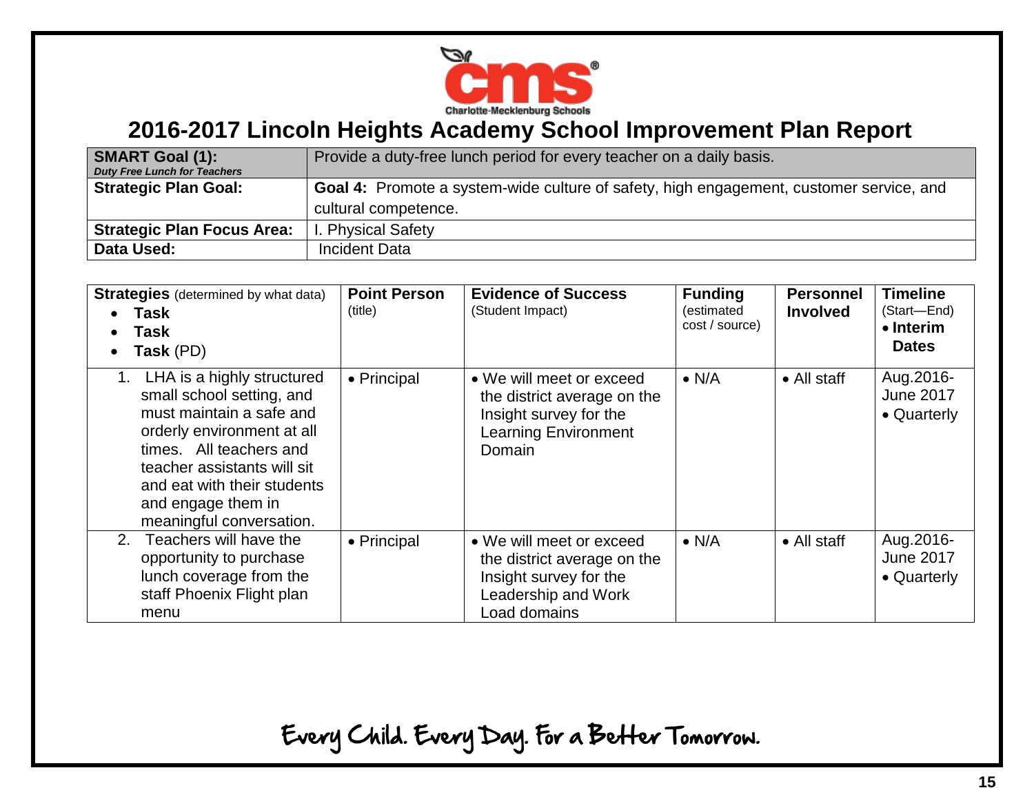# 2016-2017 Lincoln Heights Academy School Improvement Plan Report

| **SMART Goal (1):** ***Duty Free Lunch for Teachers*** | Provide a duty-free lunch period for every teacher on a daily basis. |
|---|---|
| **Strategic Plan Goal:** | **Goal 4:** Promote a system-wide culture of safety, high engagement, customer service, and cultural competence. |
| **Strategic Plan Focus Area:** | I. Physical Safety |
| **Data Used:** | Incident Data |

| **Strategies** (determined by what data) • **Task** • **Task** • **Task** (PD) | **Point Person** (title) | **Evidence of Success** (Student Impact) | **Funding** (estimated cost / source) | **Personnel Involved** | **Timeline** (Start—End) • **Interim Dates** |
|---|---|---|---|---|---|
| 1. LHA is a highly structured small school setting, and must maintain a safe and orderly environment at all times. All teachers and teacher assistants will sit and eat with their students and engage them in meaningful conversation. | • Principal | • We will meet or exceed the district average on the Insight survey for the Learning Environment Domain | • N/A | • All staff | Aug.2016-June 2017 • Quarterly |
| 2. Teachers will have the opportunity to purchase lunch coverage from the staff Phoenix Flight plan menu | • Principal | • We will meet or exceed the district average on the Insight survey for the Leadership and Work Load domains | • N/A | • All staff | Aug.2016-June 2017 • Quarterly |

Every Child. Every Day. For a Better Tomorrow.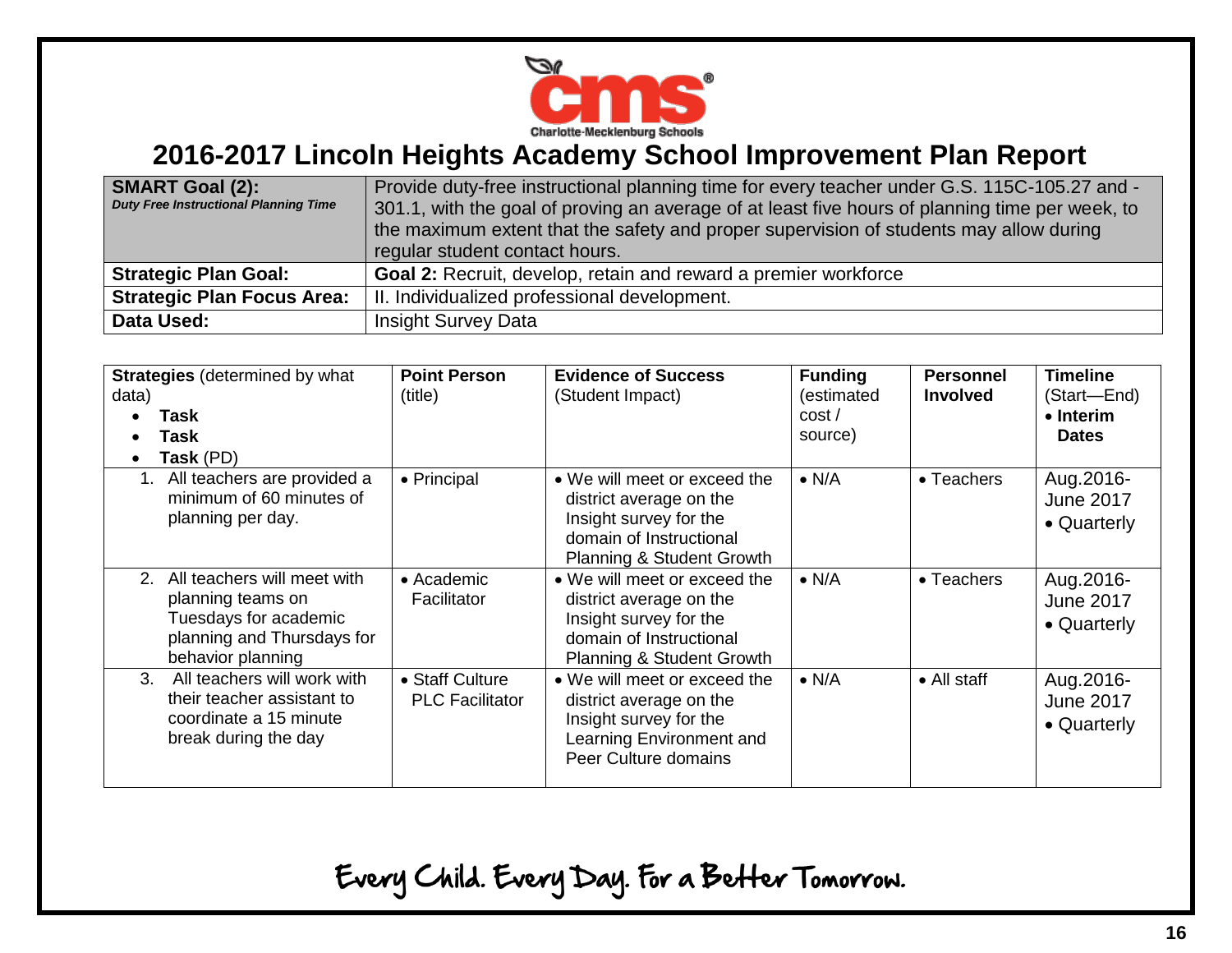Charlotte-Mecklenburg Schools

# 2016-2017 Lincoln Heights Academy School Improvement Plan Report

| **SMART Goal (2):** *Duty Free Instructional Planning Time* | Provide duty-free instructional planning time for every teacher under G.S. 115C-105.27 and -301.1, with the goal of proving an average of at least five hours of planning time per week, to the maximum extent that the safety and proper supervision of students may allow during regular student contact hours. |
|---|---|
| **Strategic Plan Goal:** | **Goal 2:** Recruit, develop, retain and reward a premier workforce |
| **Strategic Plan Focus Area:** | II. Individualized professional development. |
| **Data Used:** | Insight Survey Data |

| **Strategies** (determined by what data) <br>• **Task** <br>• **Task** <br>• **Task** (PD) | **Point Person** (title) | **Evidence of Success** (Student Impact) | **Funding** (estimated cost / source) | **Personnel Involved** | **Timeline** (Start—End) <br>• **Interim Dates** |
|---|---|---|---|---|---|
| 1. All teachers are provided a minimum of 60 minutes of planning per day. | • Principal | • We will meet or exceed the district average on the Insight survey for the domain of Instructional Planning & Student Growth | • N/A | • Teachers | Aug.2016-June 2017 <br>• Quarterly |
| 2. All teachers will meet with planning teams on Tuesdays for academic planning and Thursdays for behavior planning | • Academic Facilitator | • We will meet or exceed the district average on the Insight survey for the domain of Instructional Planning & Student Growth | • N/A | • Teachers | Aug.2016-June 2017 <br>• Quarterly |
| 3. All teachers will work with their teacher assistant to coordinate a 15 minute break during the day | • Staff Culture PLC Facilitator | • We will meet or exceed the district average on the Insight survey for the Learning Environment and Peer Culture domains | • N/A | • All staff | Aug.2016-June 2017 <br>• Quarterly |

Every Child. Every Day. For a Better Tomorrow.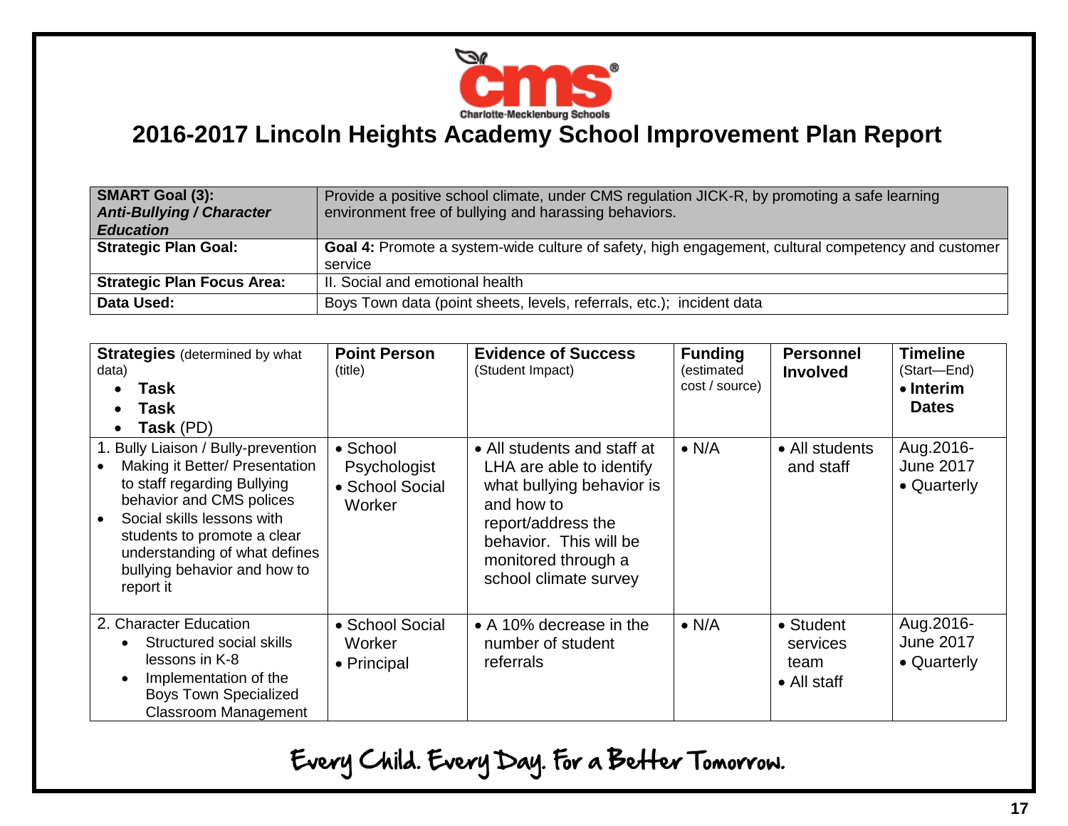# 2016-2017 Lincoln Heights Academy School Improvement Plan Report

| **SMART Goal (3):** ***Anti-Bullying / Character Education*** | Provide a positive school climate, under CMS regulation JICK-R, by promoting a safe learning environment free of bullying and harassing behaviors. |
|---|---|
| **Strategic Plan Goal:** | **Goal 4:** Promote a system-wide culture of safety, high engagement, cultural competency and customer service |
| **Strategic Plan Focus Area:** | II. Social and emotional health |
| **Data Used:** | Boys Town data (point sheets, levels, referrals, etc.); incident data |

| **Strategies** (determined by what data)<br>• **Task**<br>• **Task**<br>• **Task** (PD) | **Point Person** (title) | **Evidence of Success** (Student Impact) | **Funding** (estimated cost / source) | **Personnel Involved** | **Timeline** (Start—End)<br>• **Interim Dates** |
|---|---|---|---|---|---|
| 1. Bully Liaison / Bully-prevention<br>• Making it Better/ Presentation to staff regarding Bullying behavior and CMS polices<br>• Social skills lessons with students to promote a clear understanding of what defines bullying behavior and how to report it | • School Psychologist<br>• School Social Worker | • All students and staff at LHA are able to identify what bullying behavior is and how to report/address the behavior. This will be monitored through a school climate survey | • N/A | • All students and staff | Aug.2016-June 2017<br>• Quarterly |
| 2. Character Education<br>• Structured social skills lessons in K-8<br>• Implementation of the Boys Town Specialized Classroom Management | • School Social Worker<br>• Principal | • A 10% decrease in the number of student referrals | • N/A | • Student services team<br>• All staff | Aug.2016-June 2017<br>• Quarterly |

Every Child. Every Day. For a Better Tomorrow.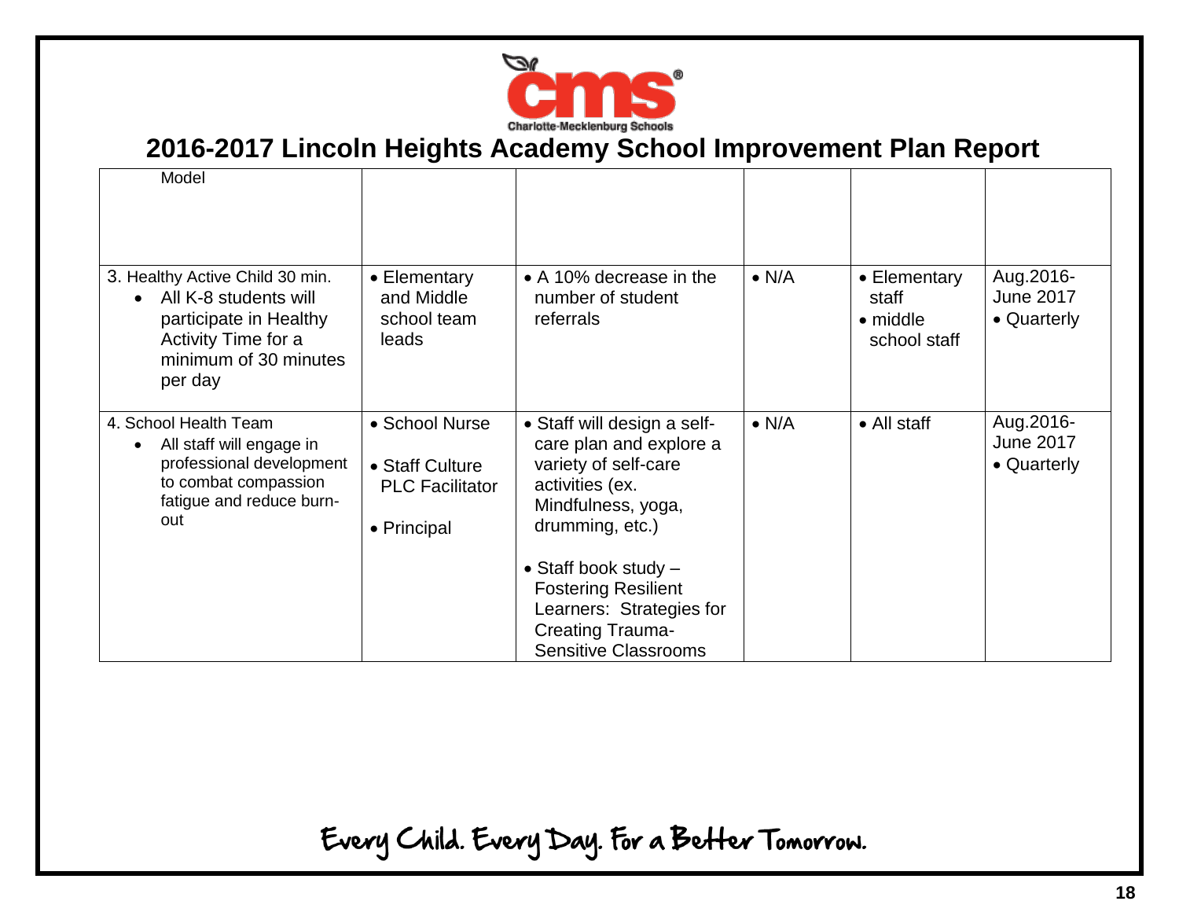# 2016-2017 Lincoln Heights Academy School Improvement Plan Report

| | | | | | |
|---|---|---|---|---|---|
| Model | | | | | |
| 3. Healthy Active Child 30 min.<br>• All K-8 students will participate in Healthy Activity Time for a minimum of 30 minutes per day | • Elementary and Middle school team leads | • A 10% decrease in the number of student referrals | • N/A | • Elementary staff<br>• middle school staff | Aug.2016-June 2017<br>• Quarterly |
| 4. School Health Team<br>• All staff will engage in professional development to combat compassion fatigue and reduce burn-out | • School Nurse<br><br>• Staff Culture PLC Facilitator<br><br>• Principal | • Staff will design a self-care plan and explore a variety of self-care activities (ex. Mindfulness, yoga, drumming, etc.)<br><br>• Staff book study – Fostering Resilient Learners: Strategies for Creating Trauma-Sensitive Classrooms | • N/A | • All staff | Aug.2016-June 2017<br>• Quarterly |

Every Child. Every Day. For a Better Tomorrow.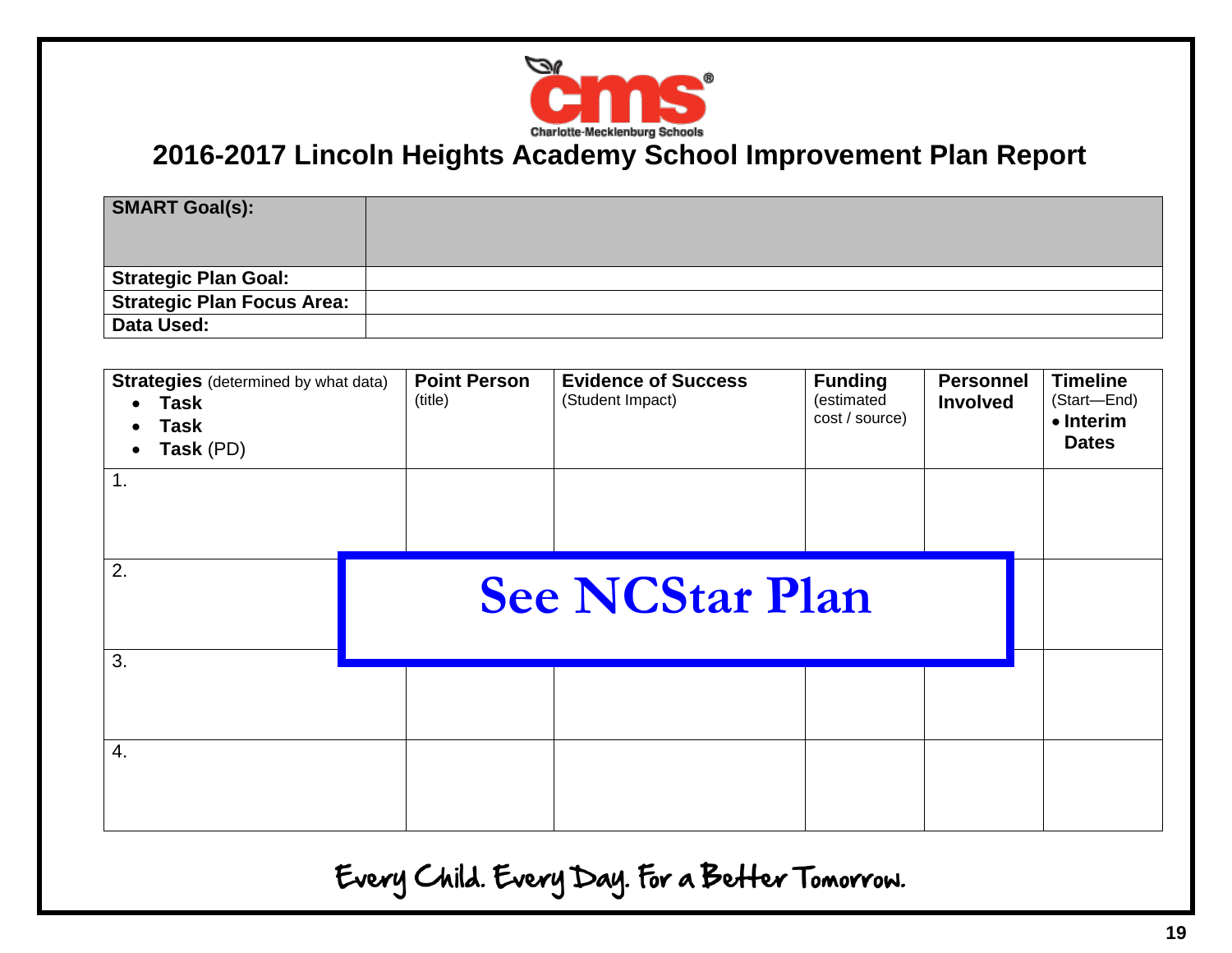# 2016-2017 Lincoln Heights Academy School Improvement Plan Report

| **SMART Goal(s):** | |
|---|---|
| **Strategic Plan Goal:** | |
| **Strategic Plan Focus Area:** | |
| **Data Used:** | |

| **Strategies** (determined by what data)<br>• **Task**<br>• **Task**<br>• **Task** (PD) | **Point Person** (title) | **Evidence of Success** (Student Impact) | **Funding** (estimated cost / source) | **Personnel Involved** | **Timeline** (Start—End)<br>• **Interim Dates** |
|---|---|---|---|---|---|
| 1. | | | | | |
| 2. | | | | | |
| 3. | | | | | |
| 4. | | | | | |

**See NCStar Plan**

Every Child. Every Day. For a Better Tomorrow.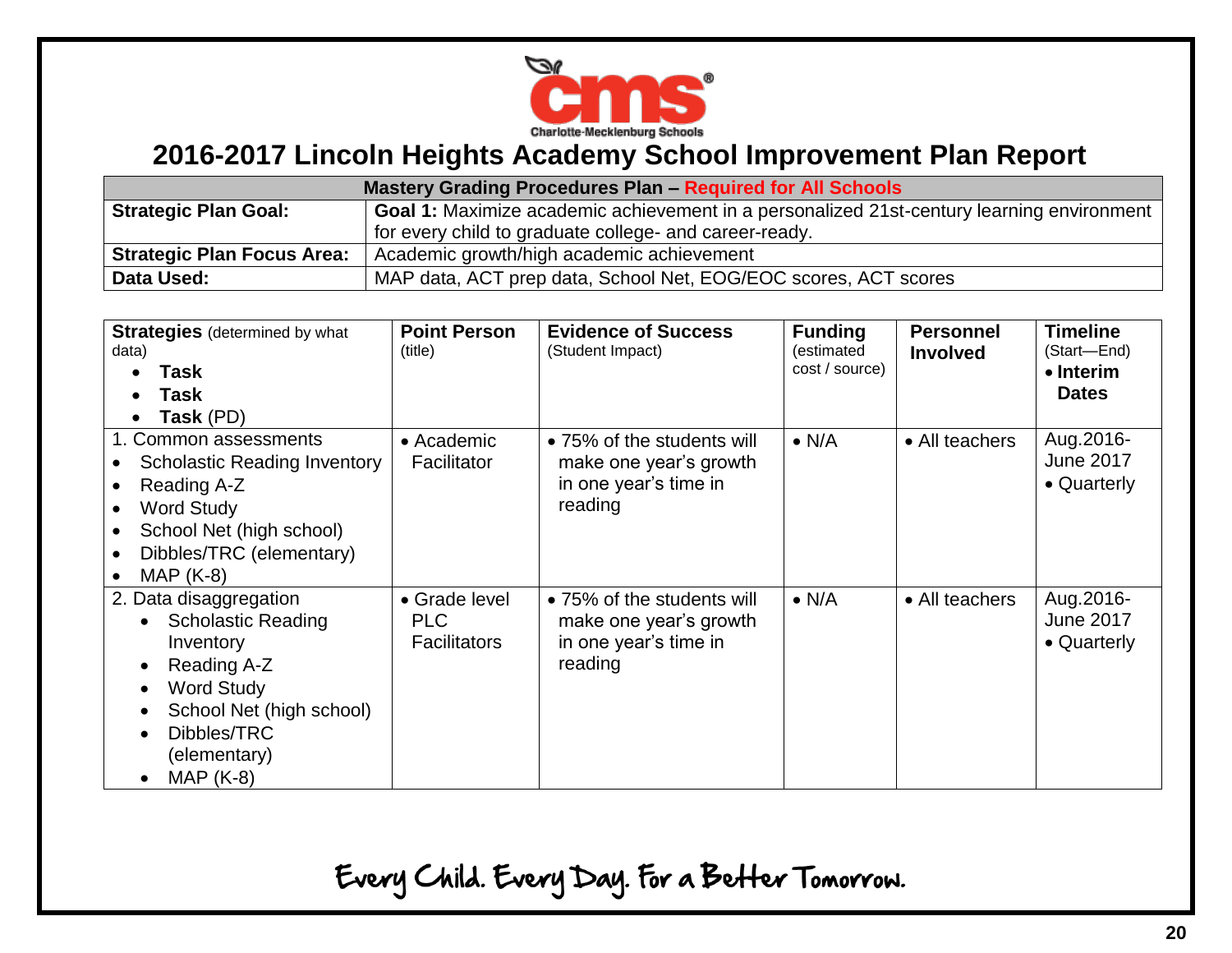# 2016-2017 Lincoln Heights Academy School Improvement Plan Report

| Mastery Grading Procedures Plan – Required for All Schools | |
|---|---|
| **Strategic Plan Goal:** | **Goal 1:** Maximize academic achievement in a personalized 21st-century learning environment for every child to graduate college- and career-ready. |
| **Strategic Plan Focus Area:** | Academic growth/high academic achievement |
| **Data Used:** | MAP data, ACT prep data, School Net, EOG/EOC scores, ACT scores |

| **Strategies** (determined by what data)<br>• **Task**<br>• **Task**<br>• **Task** (PD) | **Point Person** (title) | **Evidence of Success** (Student Impact) | **Funding** (estimated cost / source) | **Personnel Involved** | **Timeline** (Start—End)<br>• **Interim Dates** |
|---|---|---|---|---|---|
| 1. Common assessments<br>• Scholastic Reading Inventory<br>• Reading A-Z<br>• Word Study<br>• School Net (high school)<br>• Dibbles/TRC (elementary)<br>• MAP (K-8) | • Academic Facilitator | • 75% of the students will make one year's growth in one year's time in reading | • N/A | • All teachers | Aug.2016-June 2017<br>• Quarterly |
| 2. Data disaggregation<br>• Scholastic Reading Inventory<br>• Reading A-Z<br>• Word Study<br>• School Net (high school)<br>• Dibbles/TRC (elementary)<br>• MAP (K-8) | • Grade level PLC Facilitators | • 75% of the students will make one year's growth in one year's time in reading | • N/A | • All teachers | Aug.2016-June 2017<br>• Quarterly |

Every Child. Every Day. For a Better Tomorrow.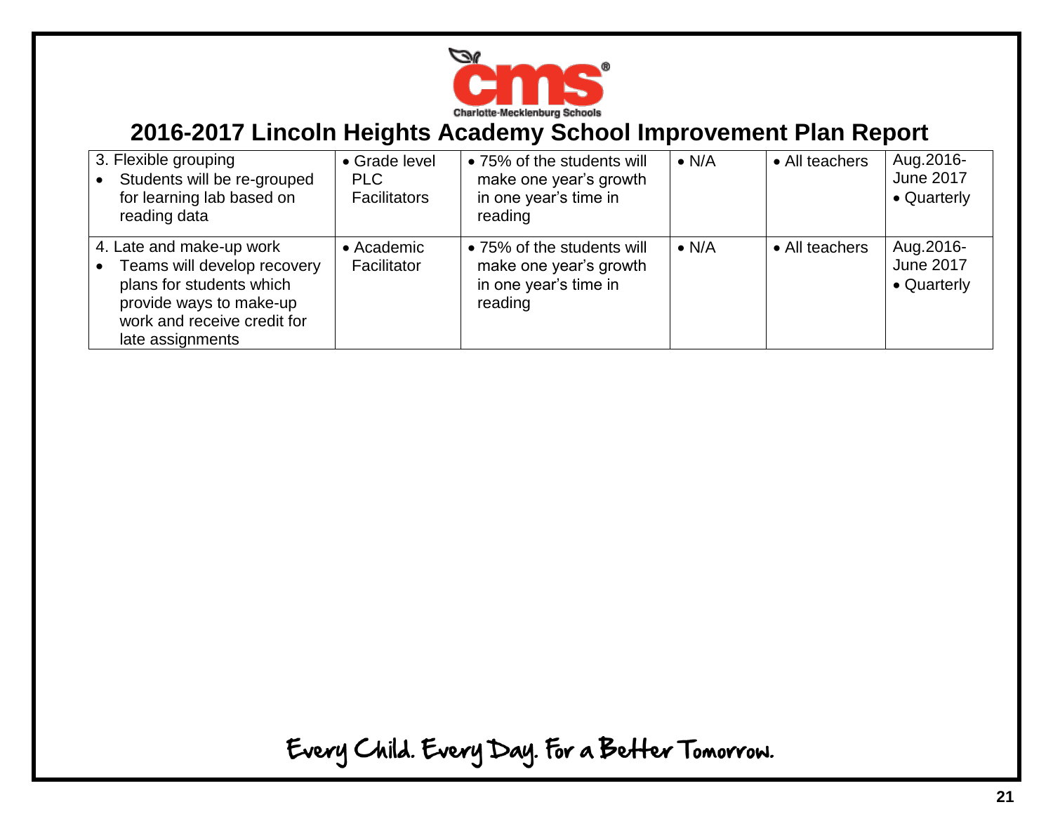# 2016-2017 Lincoln Heights Academy School Improvement Plan Report

| | | | | | |
|---|---|---|---|---|---|
| 3. Flexible grouping<br>• Students will be re-grouped for learning lab based on reading data | • Grade level PLC Facilitators | • 75% of the students will make one year's growth in one year's time in reading | • N/A | • All teachers | Aug.2016-June 2017<br>• Quarterly |
| 4. Late and make-up work<br>• Teams will develop recovery plans for students which provide ways to make-up work and receive credit for late assignments | • Academic Facilitator | • 75% of the students will make one year's growth in one year's time in reading | • N/A | • All teachers | Aug.2016-June 2017<br>• Quarterly |

Every Child. Every Day. For a Better Tomorrow.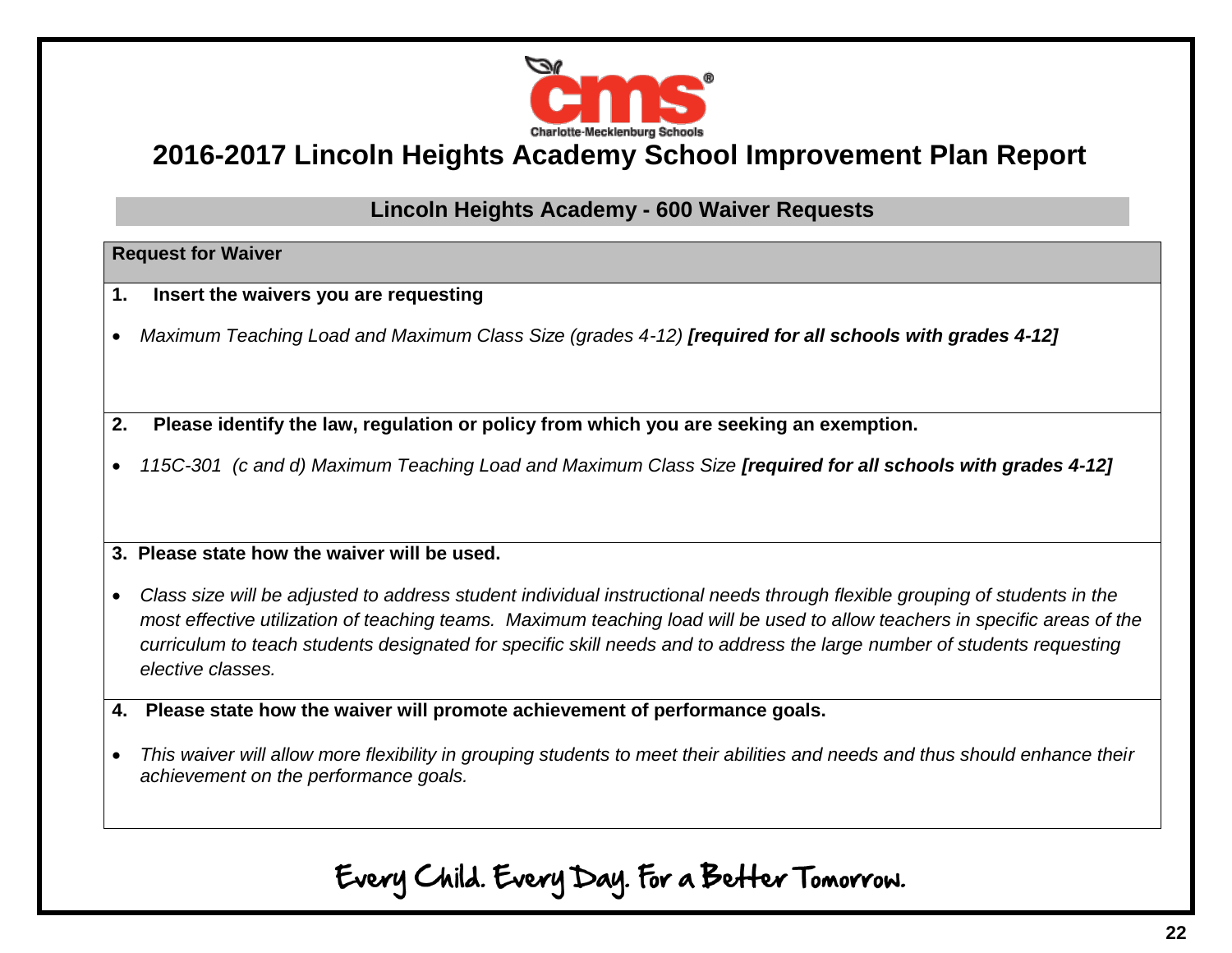Charlotte-Mecklenburg Schools

# 2016-2017 Lincoln Heights Academy School Improvement Plan Report

## Lincoln Heights Academy - 600 Waiver Requests

**Request for Waiver**

**1. Insert the waivers you are requesting**

- *Maximum Teaching Load and Maximum Class Size (grades 4-12)* ***[required for all schools with grades 4-12]***

**2. Please identify the law, regulation or policy from which you are seeking an exemption.**

- *115C-301 (c and d) Maximum Teaching Load and Maximum Class Size* ***[required for all schools with grades 4-12]***

**3. Please state how the waiver will be used.**

- *Class size will be adjusted to address student individual instructional needs through flexible grouping of students in the most effective utilization of teaching teams. Maximum teaching load will be used to allow teachers in specific areas of the curriculum to teach students designated for specific skill needs and to address the large number of students requesting elective classes.*

**4. Please state how the waiver will promote achievement of performance goals.**

- *This waiver will allow more flexibility in grouping students to meet their abilities and needs and thus should enhance their achievement on the performance goals.*

Every Child. Every Day. For a Better Tomorrow.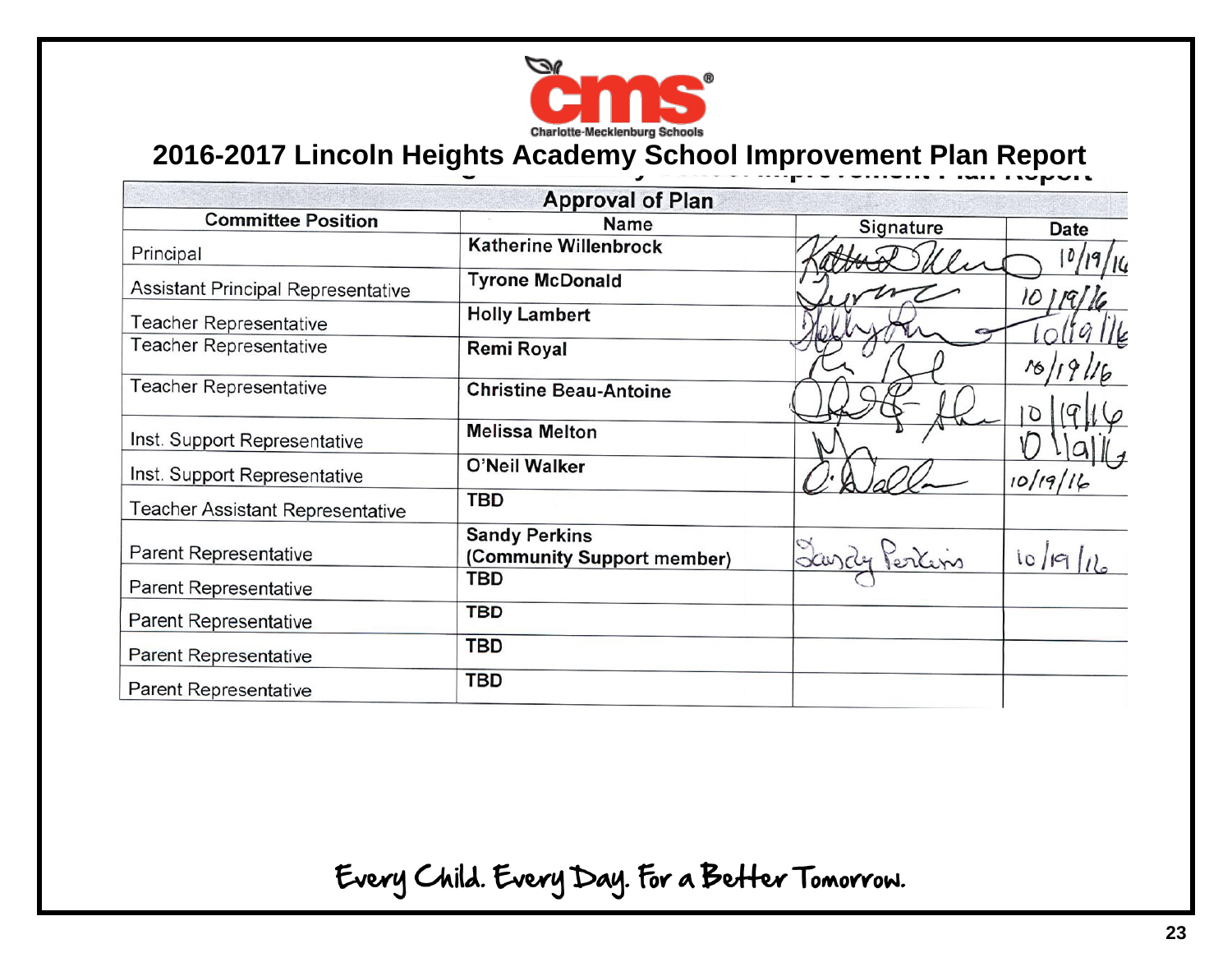# 2016-2017 Lincoln Heights Academy School Improvement Plan Report

| Approval of Plan | | | |
|---|---|---|---|
| **Committee Position** | **Name** | **Signature** | **Date** |
| Principal | **Katherine Willenbrock** | *Katherine Willenbrock* | 10/19/16 |
| Assistant Principal Representative | **Tyrone McDonald** | *(signed)* | 10/19/16 |
| Teacher Representative | **Holly Lambert** | *Holly Lambert* | 10/19/16 |
| Teacher Representative | **Remi Royal** | *(signed)* | 10/19/16 |
| Teacher Representative | **Christine Beau-Antoine** | *(signed)* | 10/19/16 |
| Inst. Support Representative | **Melissa Melton** | *(signed)* | 10/19/16 |
| Inst. Support Representative | **O'Neil Walker** | *O. Walker* | 10/19/16 |
| Teacher Assistant Representative | **TBD** | | |
| Parent Representative | **Sandy Perkins (Community Support member)** | *Sandy Perkins* | 10/19/16 |
| Parent Representative | **TBD** | | |
| Parent Representative | **TBD** | | |
| Parent Representative | **TBD** | | |
| Parent Representative | **TBD** | | |

Every Child. Every Day. For a Better Tomorrow.